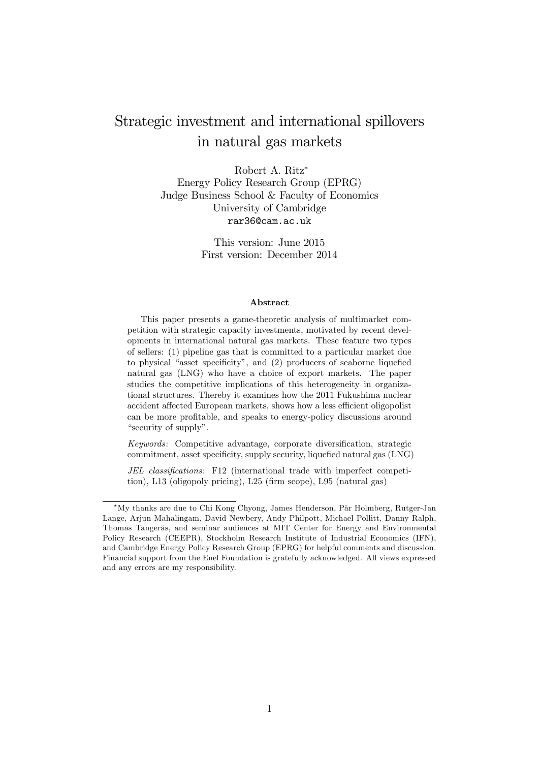# Strategic investment and international spillovers in natural gas markets

Robert A. Ritz[*]
Energy Policy Research Group (EPRG)
Judge Business School & Faculty of Economics
University of Cambridge
rar36@cam.ac.uk

This version: June 2015
First version: December 2014

### Abstract

This paper presents a game-theoretic analysis of multimarket competition with strategic capacity investments, motivated by recent developments in international natural gas markets. These feature two types of sellers: (1) pipeline gas that is committed to a particular market due to physical "asset specificity", and (2) producers of seaborne liquefied natural gas (LNG) who have a choice of export markets. The paper studies the competitive implications of this heterogeneity in organizational structures. Thereby it examines how the 2011 Fukushima nuclear accident affected European markets, shows how a less efficient oligopolist can be more profitable, and speaks to energy-policy discussions around "security of supply".

*Keywords*: Competitive advantage, corporate diversification, strategic commitment, asset specificity, supply security, liquefied natural gas (LNG)

*JEL classifications*: F12 (international trade with imperfect competition), L13 (oligopoly pricing), L25 (firm scope), L95 (natural gas)

---

[*] My thanks are due to Chi Kong Chyong, James Henderson, Pär Holmberg, Rutger-Jan Lange, Arjun Mahalingam, David Newbery, Andy Philpott, Michael Pollitt, Danny Ralph, Thomas Tangerås, and seminar audiences at MIT Center for Energy and Environmental Policy Research (CEEPR), Stockholm Research Institute of Industrial Economics (IFN), and Cambridge Energy Policy Research Group (EPRG) for helpful comments and discussion. Financial support from the Enel Foundation is gratefully acknowledged. All views expressed and any errors are my responsibility.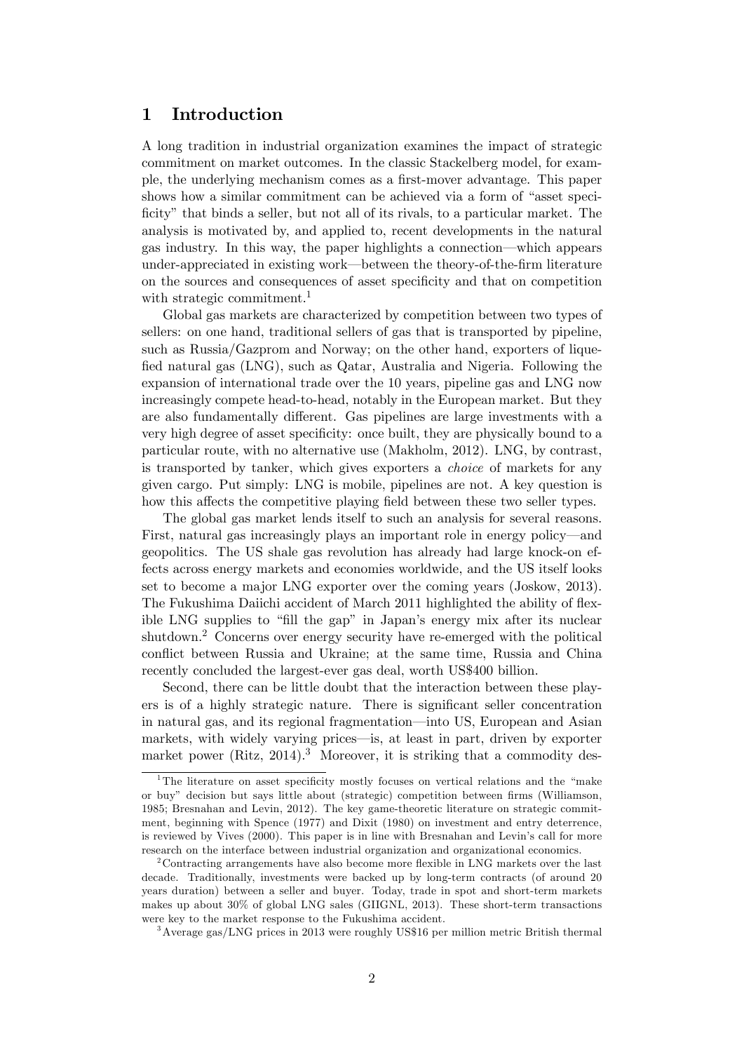## 1 Introduction

A long tradition in industrial organization examines the impact of strategic commitment on market outcomes. In the classic Stackelberg model, for example, the underlying mechanism comes as a first-mover advantage. This paper shows how a similar commitment can be achieved via a form of "asset specificity" that binds a seller, but not all of its rivals, to a particular market. The analysis is motivated by, and applied to, recent developments in the natural gas industry. In this way, the paper highlights a connection—which appears under-appreciated in existing work—between the theory-of-the-firm literature on the sources and consequences of asset specificity and that on competition with strategic commitment.[1]

Global gas markets are characterized by competition between two types of sellers: on one hand, traditional sellers of gas that is transported by pipeline, such as Russia/Gazprom and Norway; on the other hand, exporters of liquefied natural gas (LNG), such as Qatar, Australia and Nigeria. Following the expansion of international trade over the 10 years, pipeline gas and LNG now increasingly compete head-to-head, notably in the European market. But they are also fundamentally different. Gas pipelines are large investments with a very high degree of asset specificity: once built, they are physically bound to a particular route, with no alternative use (Makholm, 2012). LNG, by contrast, is transported by tanker, which gives exporters a *choice* of markets for any given cargo. Put simply: LNG is mobile, pipelines are not. A key question is how this affects the competitive playing field between these two seller types.

The global gas market lends itself to such an analysis for several reasons. First, natural gas increasingly plays an important role in energy policy—and geopolitics. The US shale gas revolution has already had large knock-on effects across energy markets and economies worldwide, and the US itself looks set to become a major LNG exporter over the coming years (Joskow, 2013). The Fukushima Daiichi accident of March 2011 highlighted the ability of flexible LNG supplies to "fill the gap" in Japan's energy mix after its nuclear shutdown.[2] Concerns over energy security have re-emerged with the political conflict between Russia and Ukraine; at the same time, Russia and China recently concluded the largest-ever gas deal, worth US$400 billion.

Second, there can be little doubt that the interaction between these players is of a highly strategic nature. There is significant seller concentration in natural gas, and its regional fragmentation—into US, European and Asian markets, with widely varying prices—is, at least in part, driven by exporter market power (Ritz, 2014).[3] Moreover, it is striking that a commodity des-

[1] The literature on asset specificity mostly focuses on vertical relations and the "make or buy" decision but says little about (strategic) competition between firms (Williamson, 1985; Bresnahan and Levin, 2012). The key game-theoretic literature on strategic commitment, beginning with Spence (1977) and Dixit (1980) on investment and entry deterrence, is reviewed by Vives (2000). This paper is in line with Bresnahan and Levin's call for more research on the interface between industrial organization and organizational economics.

[2] Contracting arrangements have also become more flexible in LNG markets over the last decade. Traditionally, investments were backed up by long-term contracts (of around 20 years duration) between a seller and buyer. Today, trade in spot and short-term markets makes up about 30% of global LNG sales (GIIGNL, 2013). These short-term transactions were key to the market response to the Fukushima accident.

[3] Average gas/LNG prices in 2013 were roughly US$16 per million metric British thermal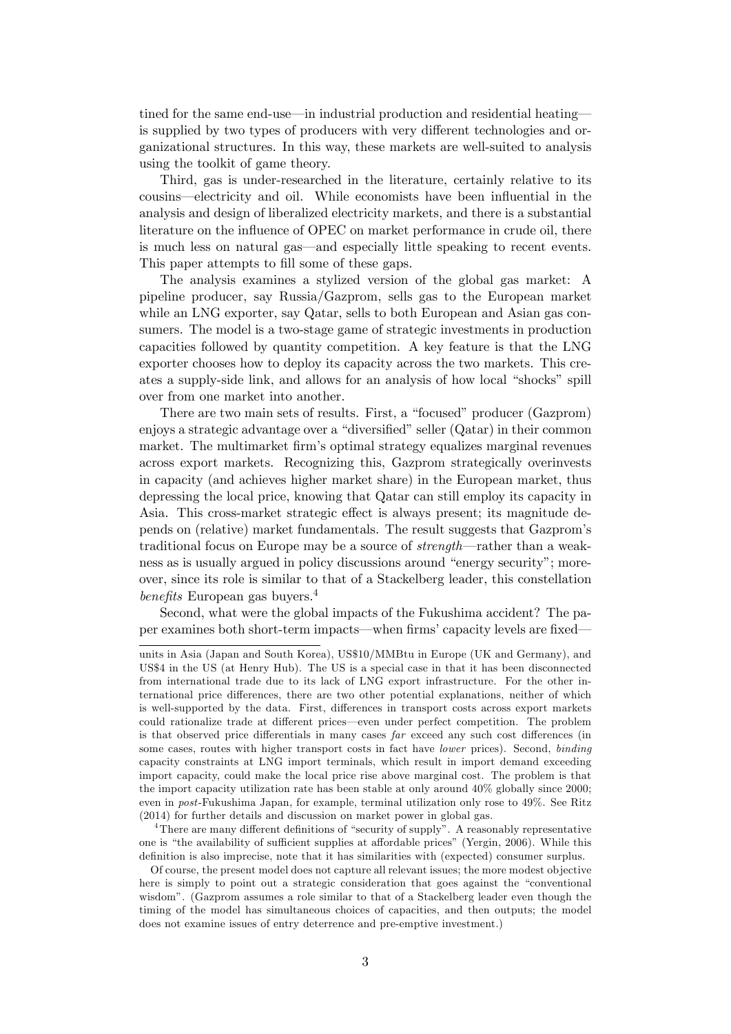tined for the same end-use—in industrial production and residential heating—is supplied by two types of producers with very different technologies and organizational structures. In this way, these markets are well-suited to analysis using the toolkit of game theory.

Third, gas is under-researched in the literature, certainly relative to its cousins—electricity and oil. While economists have been influential in the analysis and design of liberalized electricity markets, and there is a substantial literature on the influence of OPEC on market performance in crude oil, there is much less on natural gas—and especially little speaking to recent events. This paper attempts to fill some of these gaps.

The analysis examines a stylized version of the global gas market: A pipeline producer, say Russia/Gazprom, sells gas to the European market while an LNG exporter, say Qatar, sells to both European and Asian gas consumers. The model is a two-stage game of strategic investments in production capacities followed by quantity competition. A key feature is that the LNG exporter chooses how to deploy its capacity across the two markets. This creates a supply-side link, and allows for an analysis of how local "shocks" spill over from one market into another.

There are two main sets of results. First, a "focused" producer (Gazprom) enjoys a strategic advantage over a "diversified" seller (Qatar) in their common market. The multimarket firm's optimal strategy equalizes marginal revenues across export markets. Recognizing this, Gazprom strategically overinvests in capacity (and achieves higher market share) in the European market, thus depressing the local price, knowing that Qatar can still employ its capacity in Asia. This cross-market strategic effect is always present; its magnitude depends on (relative) market fundamentals. The result suggests that Gazprom's traditional focus on Europe may be a source of *strength*—rather than a weakness as is usually argued in policy discussions around "energy security"; moreover, since its role is similar to that of a Stackelberg leader, this constellation *benefits* European gas buyers.[4]

Second, what were the global impacts of the Fukushima accident? The paper examines both short-term impacts—when firms' capacity levels are fixed—

---

units in Asia (Japan and South Korea), US$10/MMBtu in Europe (UK and Germany), and US$4 in the US (at Henry Hub). The US is a special case in that it has been disconnected from international trade due to its lack of LNG export infrastructure. For the other international price differences, there are two other potential explanations, neither of which is well-supported by the data. First, differences in transport costs across export markets could rationalize trade at different prices—even under perfect competition. The problem is that observed price differentials in many cases *far* exceed any such cost differences (in some cases, routes with higher transport costs in fact have *lower* prices). Second, *binding* capacity constraints at LNG import terminals, which result in import demand exceeding import capacity, could make the local price rise above marginal cost. The problem is that the import capacity utilization rate has been stable at only around 40% globally since 2000; even in *post*-Fukushima Japan, for example, terminal utilization only rose to 49%. See Ritz (2014) for further details and discussion on market power in global gas.

[4] There are many different definitions of "security of supply". A reasonably representative one is "the availability of sufficient supplies at affordable prices" (Yergin, 2006). While this definition is also imprecise, note that it has similarities with (expected) consumer surplus.

Of course, the present model does not capture all relevant issues; the more modest objective here is simply to point out a strategic consideration that goes against the "conventional wisdom". (Gazprom assumes a role similar to that of a Stackelberg leader even though the timing of the model has simultaneous choices of capacities, and then outputs; the model does not examine issues of entry deterrence and pre-emptive investment.)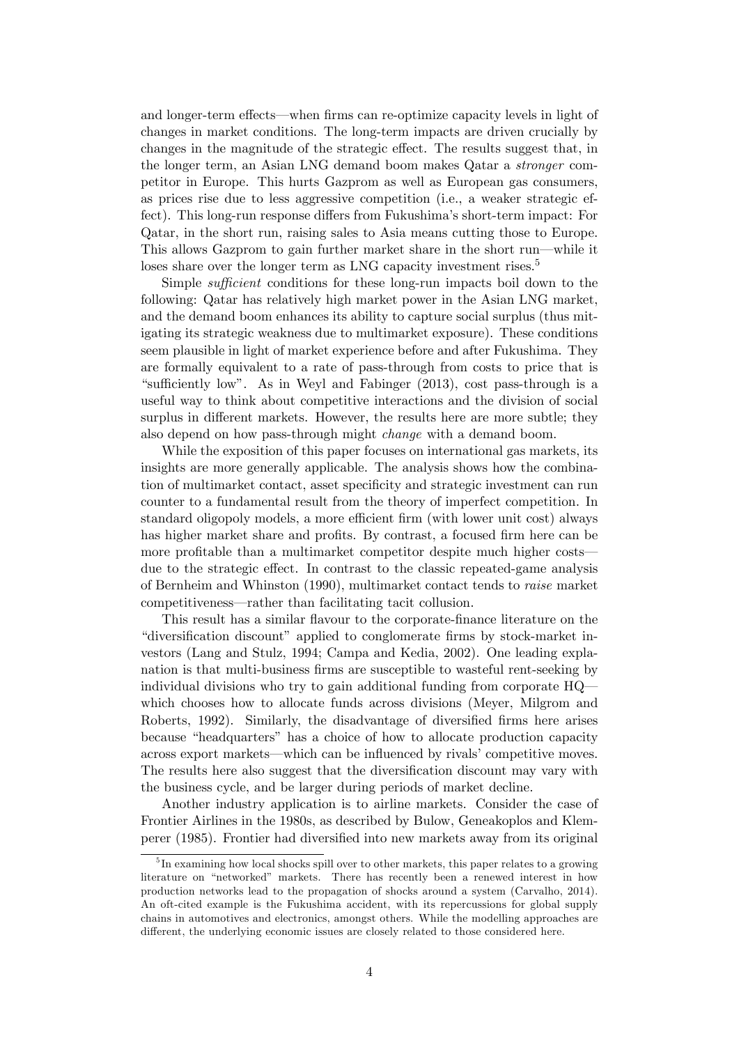and longer-term effects—when firms can re-optimize capacity levels in light of changes in market conditions. The long-term impacts are driven crucially by changes in the magnitude of the strategic effect. The results suggest that, in the longer term, an Asian LNG demand boom makes Qatar a *stronger* competitor in Europe. This hurts Gazprom as well as European gas consumers, as prices rise due to less aggressive competition (i.e., a weaker strategic effect). This long-run response differs from Fukushima's short-term impact: For Qatar, in the short run, raising sales to Asia means cutting those to Europe. This allows Gazprom to gain further market share in the short run—while it loses share over the longer term as LNG capacity investment rises.[5]

Simple *sufficient* conditions for these long-run impacts boil down to the following: Qatar has relatively high market power in the Asian LNG market, and the demand boom enhances its ability to capture social surplus (thus mitigating its strategic weakness due to multimarket exposure). These conditions seem plausible in light of market experience before and after Fukushima. They are formally equivalent to a rate of pass-through from costs to price that is "sufficiently low". As in Weyl and Fabinger (2013), cost pass-through is a useful way to think about competitive interactions and the division of social surplus in different markets. However, the results here are more subtle; they also depend on how pass-through might *change* with a demand boom.

While the exposition of this paper focuses on international gas markets, its insights are more generally applicable. The analysis shows how the combination of multimarket contact, asset specificity and strategic investment can run counter to a fundamental result from the theory of imperfect competition. In standard oligopoly models, a more efficient firm (with lower unit cost) always has higher market share and profits. By contrast, a focused firm here can be more profitable than a multimarket competitor despite much higher costs—due to the strategic effect. In contrast to the classic repeated-game analysis of Bernheim and Whinston (1990), multimarket contact tends to *raise* market competitiveness—rather than facilitating tacit collusion.

This result has a similar flavour to the corporate-finance literature on the "diversification discount" applied to conglomerate firms by stock-market investors (Lang and Stulz, 1994; Campa and Kedia, 2002). One leading explanation is that multi-business firms are susceptible to wasteful rent-seeking by individual divisions who try to gain additional funding from corporate HQ—which chooses how to allocate funds across divisions (Meyer, Milgrom and Roberts, 1992). Similarly, the disadvantage of diversified firms here arises because "headquarters" has a choice of how to allocate production capacity across export markets—which can be influenced by rivals' competitive moves. The results here also suggest that the diversification discount may vary with the business cycle, and be larger during periods of market decline.

Another industry application is to airline markets. Consider the case of Frontier Airlines in the 1980s, as described by Bulow, Geneakoplos and Klemperer (1985). Frontier had diversified into new markets away from its original

[5] In examining how local shocks spill over to other markets, this paper relates to a growing literature on "networked" markets. There has recently been a renewed interest in how production networks lead to the propagation of shocks around a system (Carvalho, 2014). An oft-cited example is the Fukushima accident, with its repercussions for global supply chains in automotives and electronics, amongst others. While the modelling approaches are different, the underlying economic issues are closely related to those considered here.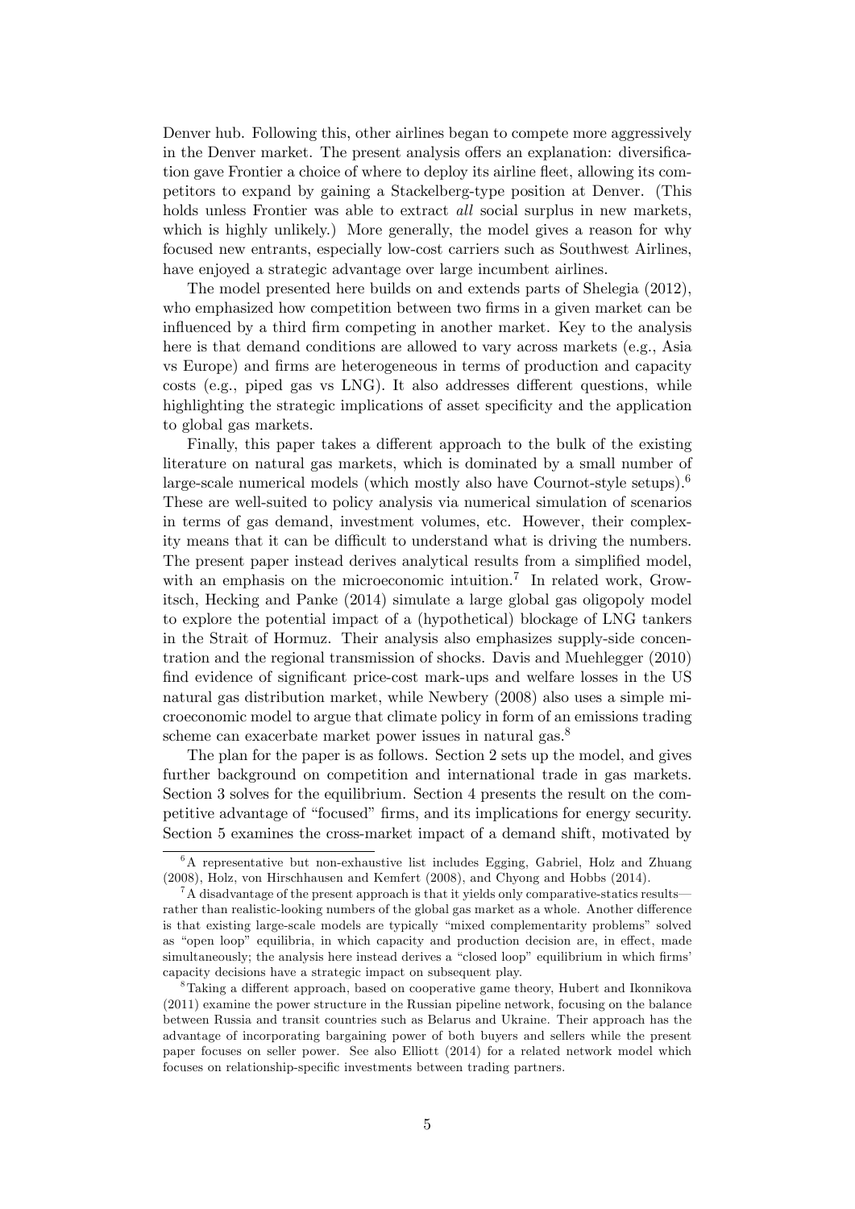Denver hub. Following this, other airlines began to compete more aggressively in the Denver market. The present analysis offers an explanation: diversification gave Frontier a choice of where to deploy its airline fleet, allowing its competitors to expand by gaining a Stackelberg-type position at Denver. (This holds unless Frontier was able to extract *all* social surplus in new markets, which is highly unlikely.) More generally, the model gives a reason for why focused new entrants, especially low-cost carriers such as Southwest Airlines, have enjoyed a strategic advantage over large incumbent airlines.

The model presented here builds on and extends parts of Shelegia (2012), who emphasized how competition between two firms in a given market can be influenced by a third firm competing in another market. Key to the analysis here is that demand conditions are allowed to vary across markets (e.g., Asia vs Europe) and firms are heterogeneous in terms of production and capacity costs (e.g., piped gas vs LNG). It also addresses different questions, while highlighting the strategic implications of asset specificity and the application to global gas markets.

Finally, this paper takes a different approach to the bulk of the existing literature on natural gas markets, which is dominated by a small number of large-scale numerical models (which mostly also have Cournot-style setups).[6] These are well-suited to policy analysis via numerical simulation of scenarios in terms of gas demand, investment volumes, etc. However, their complexity means that it can be difficult to understand what is driving the numbers. The present paper instead derives analytical results from a simplified model, with an emphasis on the microeconomic intuition.[7] In related work, Growitsch, Hecking and Panke (2014) simulate a large global gas oligopoly model to explore the potential impact of a (hypothetical) blockage of LNG tankers in the Strait of Hormuz. Their analysis also emphasizes supply-side concentration and the regional transmission of shocks. Davis and Muehlegger (2010) find evidence of significant price-cost mark-ups and welfare losses in the US natural gas distribution market, while Newbery (2008) also uses a simple microeconomic model to argue that climate policy in form of an emissions trading scheme can exacerbate market power issues in natural gas.[8]

The plan for the paper is as follows. Section 2 sets up the model, and gives further background on competition and international trade in gas markets. Section 3 solves for the equilibrium. Section 4 presents the result on the competitive advantage of "focused" firms, and its implications for energy security. Section 5 examines the cross-market impact of a demand shift, motivated by

---

[6] A representative but non-exhaustive list includes Egging, Gabriel, Holz and Zhuang (2008), Holz, von Hirschhausen and Kemfert (2008), and Chyong and Hobbs (2014).

[7] A disadvantage of the present approach is that it yields only comparative-statics results—rather than realistic-looking numbers of the global gas market as a whole. Another difference is that existing large-scale models are typically "mixed complementarity problems" solved as "open loop" equilibria, in which capacity and production decision are, in effect, made simultaneously; the analysis here instead derives a "closed loop" equilibrium in which firms' capacity decisions have a strategic impact on subsequent play.

[8] Taking a different approach, based on cooperative game theory, Hubert and Ikonnikova (2011) examine the power structure in the Russian pipeline network, focusing on the balance between Russia and transit countries such as Belarus and Ukraine. Their approach has the advantage of incorporating bargaining power of both buyers and sellers while the present paper focuses on seller power. See also Elliott (2014) for a related network model which focuses on relationship-specific investments between trading partners.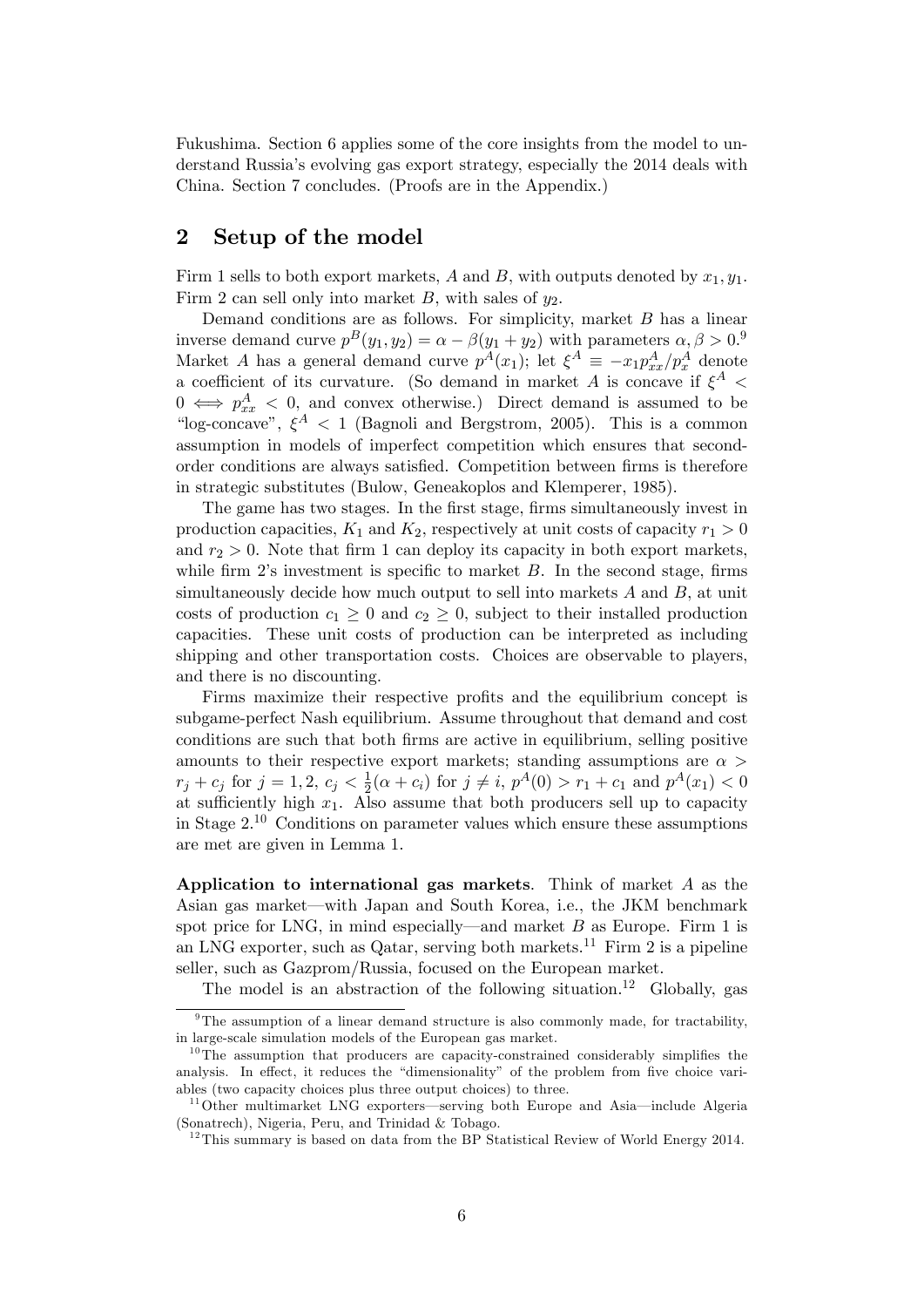Fukushima. Section 6 applies some of the core insights from the model to understand Russia's evolving gas export strategy, especially the 2014 deals with China. Section 7 concludes. (Proofs are in the Appendix.)

## 2 Setup of the model

Firm 1 sells to both export markets, $A$ and $B$, with outputs denoted by $x_1, y_1$. Firm 2 can sell only into market $B$, with sales of $y_2$.

Demand conditions are as follows. For simplicity, market $B$ has a linear inverse demand curve $p^B(y_1, y_2) = \alpha - \beta(y_1 + y_2)$ with parameters $\alpha, \beta > 0$.[9] Market $A$ has a general demand curve $p^A(x_1)$; let $\xi^A \equiv -x_1 p^A_{xx}/p^A_x$ denote a coefficient of its curvature. (So demand in market $A$ is concave if $\xi^A < 0 \iff p^A_{xx} < 0$, and convex otherwise.) Direct demand is assumed to be "log-concave", $\xi^A < 1$ (Bagnoli and Bergstrom, 2005). This is a common assumption in models of imperfect competition which ensures that second-order conditions are always satisfied. Competition between firms is therefore in strategic substitutes (Bulow, Geneakoplos and Klemperer, 1985).

The game has two stages. In the first stage, firms simultaneously invest in production capacities, $K_1$ and $K_2$, respectively at unit costs of capacity $r_1 > 0$ and $r_2 > 0$. Note that firm 1 can deploy its capacity in both export markets, while firm 2's investment is specific to market $B$. In the second stage, firms simultaneously decide how much output to sell into markets $A$ and $B$, at unit costs of production $c_1 \geq 0$ and $c_2 \geq 0$, subject to their installed production capacities. These unit costs of production can be interpreted as including shipping and other transportation costs. Choices are observable to players, and there is no discounting.

Firms maximize their respective profits and the equilibrium concept is subgame-perfect Nash equilibrium. Assume throughout that demand and cost conditions are such that both firms are active in equilibrium, selling positive amounts to their respective export markets; standing assumptions are $\alpha > r_j + c_j$ for $j = 1, 2$, $c_j < \frac{1}{2}(\alpha + c_i)$ for $j \neq i$, $p^A(0) > r_1 + c_1$ and $p^A(x_1) < 0$ at sufficiently high $x_1$. Also assume that both producers sell up to capacity in Stage 2.[10] Conditions on parameter values which ensure these assumptions are met are given in Lemma 1.

**Application to international gas markets**. Think of market $A$ as the Asian gas market—with Japan and South Korea, i.e., the JKM benchmark spot price for LNG, in mind especially—and market $B$ as Europe. Firm 1 is an LNG exporter, such as Qatar, serving both markets.[11] Firm 2 is a pipeline seller, such as Gazprom/Russia, focused on the European market.

The model is an abstraction of the following situation.[12] Globally, gas

---

[9] The assumption of a linear demand structure is also commonly made, for tractability, in large-scale simulation models of the European gas market.

[10] The assumption that producers are capacity-constrained considerably simplifies the analysis. In effect, it reduces the "dimensionality" of the problem from five choice variables (two capacity choices plus three output choices) to three.

[11] Other multimarket LNG exporters—serving both Europe and Asia—include Algeria (Sonatrech), Nigeria, Peru, and Trinidad & Tobago.

[12] This summary is based on data from the BP Statistical Review of World Energy 2014.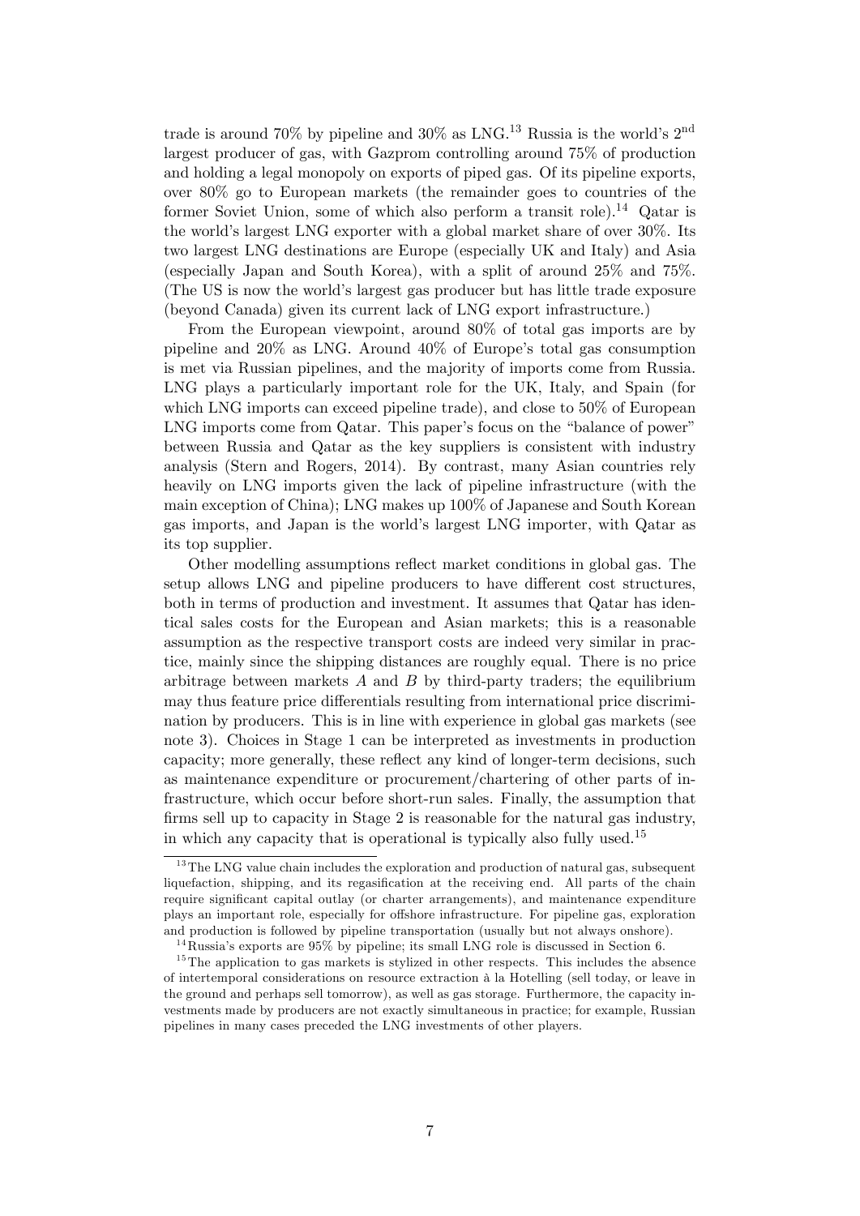trade is around 70% by pipeline and 30% as LNG.[13] Russia is the world's $2^{\text{nd}}$ largest producer of gas, with Gazprom controlling around 75% of production and holding a legal monopoly on exports of piped gas. Of its pipeline exports, over 80% go to European markets (the remainder goes to countries of the former Soviet Union, some of which also perform a transit role).[14] Qatar is the world's largest LNG exporter with a global market share of over 30%. Its two largest LNG destinations are Europe (especially UK and Italy) and Asia (especially Japan and South Korea), with a split of around 25% and 75%. (The US is now the world's largest gas producer but has little trade exposure (beyond Canada) given its current lack of LNG export infrastructure.)

From the European viewpoint, around 80% of total gas imports are by pipeline and 20% as LNG. Around 40% of Europe's total gas consumption is met via Russian pipelines, and the majority of imports come from Russia. LNG plays a particularly important role for the UK, Italy, and Spain (for which LNG imports can exceed pipeline trade), and close to 50% of European LNG imports come from Qatar. This paper's focus on the "balance of power" between Russia and Qatar as the key suppliers is consistent with industry analysis (Stern and Rogers, 2014). By contrast, many Asian countries rely heavily on LNG imports given the lack of pipeline infrastructure (with the main exception of China); LNG makes up 100% of Japanese and South Korean gas imports, and Japan is the world's largest LNG importer, with Qatar as its top supplier.

Other modelling assumptions reflect market conditions in global gas. The setup allows LNG and pipeline producers to have different cost structures, both in terms of production and investment. It assumes that Qatar has identical sales costs for the European and Asian markets; this is a reasonable assumption as the respective transport costs are indeed very similar in practice, mainly since the shipping distances are roughly equal. There is no price arbitrage between markets $A$ and $B$ by third-party traders; the equilibrium may thus feature price differentials resulting from international price discrimination by producers. This is in line with experience in global gas markets (see note 3). Choices in Stage 1 can be interpreted as investments in production capacity; more generally, these reflect any kind of longer-term decisions, such as maintenance expenditure or procurement/chartering of other parts of infrastructure, which occur before short-run sales. Finally, the assumption that firms sell up to capacity in Stage 2 is reasonable for the natural gas industry, in which any capacity that is operational is typically also fully used.[15]

[13] The LNG value chain includes the exploration and production of natural gas, subsequent liquefaction, shipping, and its regasification at the receiving end. All parts of the chain require significant capital outlay (or charter arrangements), and maintenance expenditure plays an important role, especially for offshore infrastructure. For pipeline gas, exploration and production is followed by pipeline transportation (usually but not always onshore).

[14] Russia's exports are 95% by pipeline; its small LNG role is discussed in Section 6.

[15] The application to gas markets is stylized in other respects. This includes the absence of intertemporal considerations on resource extraction à la Hotelling (sell today, or leave in the ground and perhaps sell tomorrow), as well as gas storage. Furthermore, the capacity investments made by producers are not exactly simultaneous in practice; for example, Russian pipelines in many cases preceded the LNG investments of other players.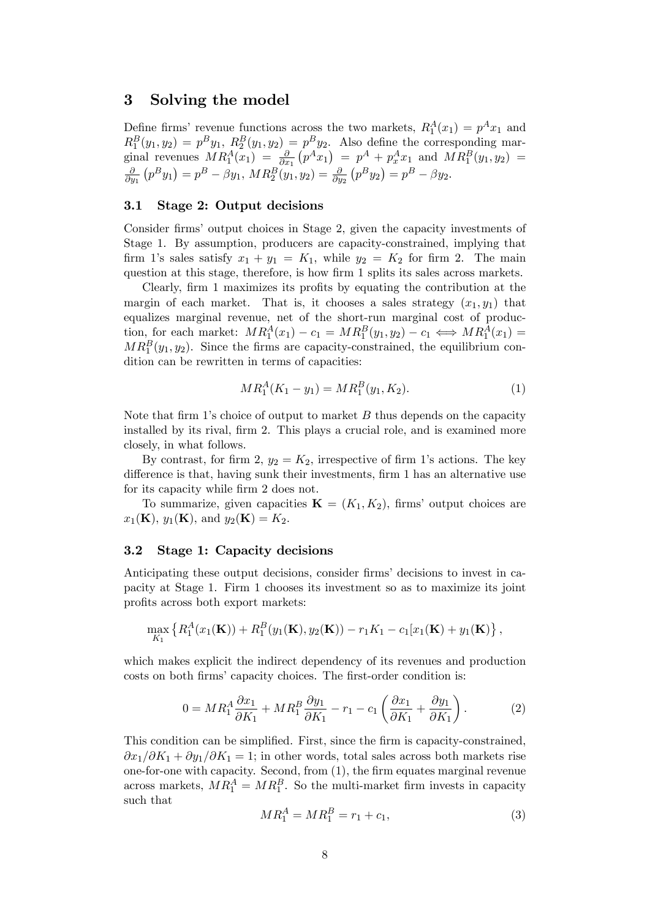# 3 Solving the model

Define firms' revenue functions across the two markets, $R_1^A(x_1) = p^A x_1$ and $R_1^B(y_1, y_2) = p^B y_1$, $R_2^B(y_1, y_2) = p^B y_2$. Also define the corresponding marginal revenues $MR_1^A(x_1) = \frac{\partial}{\partial x_1}\left(p^A x_1\right) = p^A + p_x^A x_1$ and $MR_1^B(y_1, y_2) = \frac{\partial}{\partial y_1}\left(p^B y_1\right) = p^B - \beta y_1$, $MR_2^B(y_1, y_2) = \frac{\partial}{\partial y_2}\left(p^B y_2\right) = p^B - \beta y_2$.

## 3.1 Stage 2: Output decisions

Consider firms' output choices in Stage 2, given the capacity investments of Stage 1. By assumption, producers are capacity-constrained, implying that firm 1's sales satisfy $x_1 + y_1 = K_1$, while $y_2 = K_2$ for firm 2. The main question at this stage, therefore, is how firm 1 splits its sales across markets.

Clearly, firm 1 maximizes its profits by equating the contribution at the margin of each market. That is, it chooses a sales strategy $(x_1, y_1)$ that equalizes marginal revenue, net of the short-run marginal cost of production, for each market: $MR_1^A(x_1) - c_1 = MR_1^B(y_1, y_2) - c_1 \iff MR_1^A(x_1) = MR_1^B(y_1, y_2)$. Since the firms are capacity-constrained, the equilibrium condition can be rewritten in terms of capacities:

$$MR_1^A(K_1 - y_1) = MR_1^B(y_1, K_2). \tag{1}$$

Note that firm 1's choice of output to market $B$ thus depends on the capacity installed by its rival, firm 2. This plays a crucial role, and is examined more closely, in what follows.

By contrast, for firm 2, $y_2 = K_2$, irrespective of firm 1's actions. The key difference is that, having sunk their investments, firm 1 has an alternative use for its capacity while firm 2 does not.

To summarize, given capacities $\mathbf{K} = (K_1, K_2)$, firms' output choices are $x_1(\mathbf{K})$, $y_1(\mathbf{K})$, and $y_2(\mathbf{K}) = K_2$.

## 3.2 Stage 1: Capacity decisions

Anticipating these output decisions, consider firms' decisions to invest in capacity at Stage 1. Firm 1 chooses its investment so as to maximize its joint profits across both export markets:

$$\max_{K_1} \left\{ R_1^A(x_1(\mathbf{K})) + R_1^B(y_1(\mathbf{K}), y_2(\mathbf{K})) - r_1 K_1 - c_1[x_1(\mathbf{K}) + y_1(\mathbf{K})\right\},$$

which makes explicit the indirect dependency of its revenues and production costs on both firms' capacity choices. The first-order condition is:

$$0 = MR_1^A \frac{\partial x_1}{\partial K_1} + MR_1^B \frac{\partial y_1}{\partial K_1} - r_1 - c_1 \left( \frac{\partial x_1}{\partial K_1} + \frac{\partial y_1}{\partial K_1} \right). \tag{2}$$

This condition can be simplified. First, since the firm is capacity-constrained, $\partial x_1/\partial K_1 + \partial y_1/\partial K_1 = 1$; in other words, total sales across both markets rise one-for-one with capacity. Second, from (1), the firm equates marginal revenue across markets, $MR_1^A = MR_1^B$. So the multi-market firm invests in capacity such that

$$MR_1^A = MR_1^B = r_1 + c_1, \tag{3}$$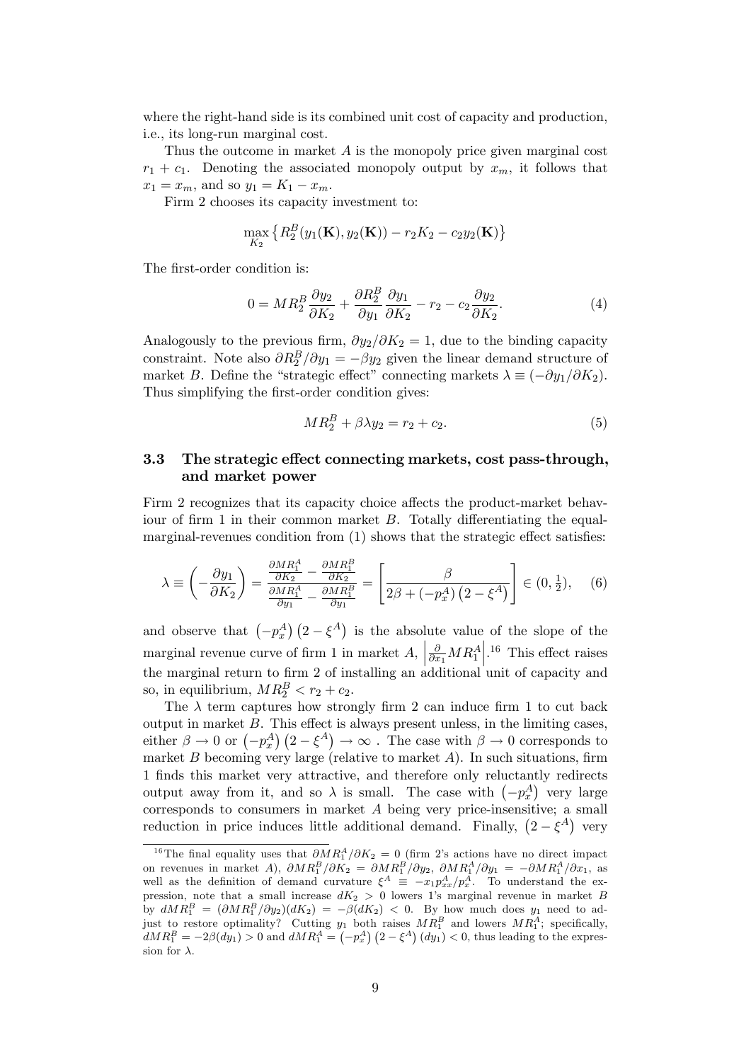where the right-hand side is its combined unit cost of capacity and production, i.e., its long-run marginal cost.

Thus the outcome in market $A$ is the monopoly price given marginal cost $r_1 + c_1$. Denoting the associated monopoly output by $x_m$, it follows that $x_1 = x_m$, and so $y_1 = K_1 - x_m$.

Firm 2 chooses its capacity investment to:

$$\max_{K_2} \left\{ R_2^B(y_1(\mathbf{K}), y_2(\mathbf{K})) - r_2 K_2 - c_2 y_2(\mathbf{K}) \right\}$$

The first-order condition is:

$$0 = MR_2^B \frac{\partial y_2}{\partial K_2} + \frac{\partial R_2^B}{\partial y_1} \frac{\partial y_1}{\partial K_2} - r_2 - c_2 \frac{\partial y_2}{\partial K_2}. \tag{4}$$

Analogously to the previous firm, $\partial y_2 / \partial K_2 = 1$, due to the binding capacity constraint. Note also $\partial R_2^B / \partial y_1 = -\beta y_2$ given the linear demand structure of market $B$. Define the "strategic effect" connecting markets $\lambda \equiv (-\partial y_1 / \partial K_2)$. Thus simplifying the first-order condition gives:

$$MR_2^B + \beta \lambda y_2 = r_2 + c_2. \tag{5}$$

### 3.3 The strategic effect connecting markets, cost pass-through, and market power

Firm 2 recognizes that its capacity choice affects the product-market behaviour of firm 1 in their common market $B$. Totally differentiating the equal-marginal-revenues condition from (1) shows that the strategic effect satisfies:

$$\lambda \equiv \left( -\frac{\partial y_1}{\partial K_2} \right) = \frac{\frac{\partial MR_1^A}{\partial K_2} - \frac{\partial MR_1^B}{\partial K_2}}{\frac{\partial MR_1^A}{\partial y_1} - \frac{\partial MR_1^B}{\partial y_1}} = \left[ \frac{\beta}{2\beta + (-p_x^A)\left(2 - \xi^A\right)} \right] \in (0, \tfrac{1}{2}), \tag{6}$$

and observe that $\left(-p_x^A\right)\left(2 - \xi^A\right)$ is the absolute value of the slope of the marginal revenue curve of firm 1 in market $A$, $\left| \frac{\partial}{\partial x_1} MR_1^A \right|$.[16] This effect raises the marginal return to firm 2 of installing an additional unit of capacity and so, in equilibrium, $MR_2^B < r_2 + c_2$.

The $\lambda$ term captures how strongly firm 2 can induce firm 1 to cut back output in market $B$. This effect is always present unless, in the limiting cases, either $\beta \to 0$ or $\left(-p_x^A\right)\left(2 - \xi^A\right) \to \infty$ . The case with $\beta \to 0$ corresponds to market $B$ becoming very large (relative to market $A$). In such situations, firm 1 finds this market very attractive, and therefore only reluctantly redirects output away from it, and so $\lambda$ is small. The case with $\left(-p_x^A\right)$ very large corresponds to consumers in market $A$ being very price-insensitive; a small reduction in price induces little additional demand. Finally, $\left(2 - \xi^A\right)$ very

[16] The final equality uses that $\partial MR_1^A / \partial K_2 = 0$ (firm 2's actions have no direct impact on revenues in market $A$), $\partial MR_1^B / \partial K_2 = \partial MR_1^B / \partial y_2$, $\partial MR_1^A / \partial y_1 = -\partial MR_1^A / \partial x_1$, as well as the definition of demand curvature $\xi^A \equiv -x_1 p_{xx}^A / p_x^A$. To understand the expression, note that a small increase $dK_2 > 0$ lowers 1's marginal revenue in market $B$ by $dMR_1^B = (\partial MR_1^B / \partial y_2)(dK_2) = -\beta(dK_2) < 0$. By how much does $y_1$ need to adjust to restore optimality? Cutting $y_1$ both raises $MR_1^B$ and lowers $MR_1^A$; specifically, $dMR_1^B = -2\beta(dy_1) > 0$ and $dMR_1^A = \left(-p_x^A\right)\left(2 - \xi^A\right)(dy_1) < 0$, thus leading to the expression for $\lambda$.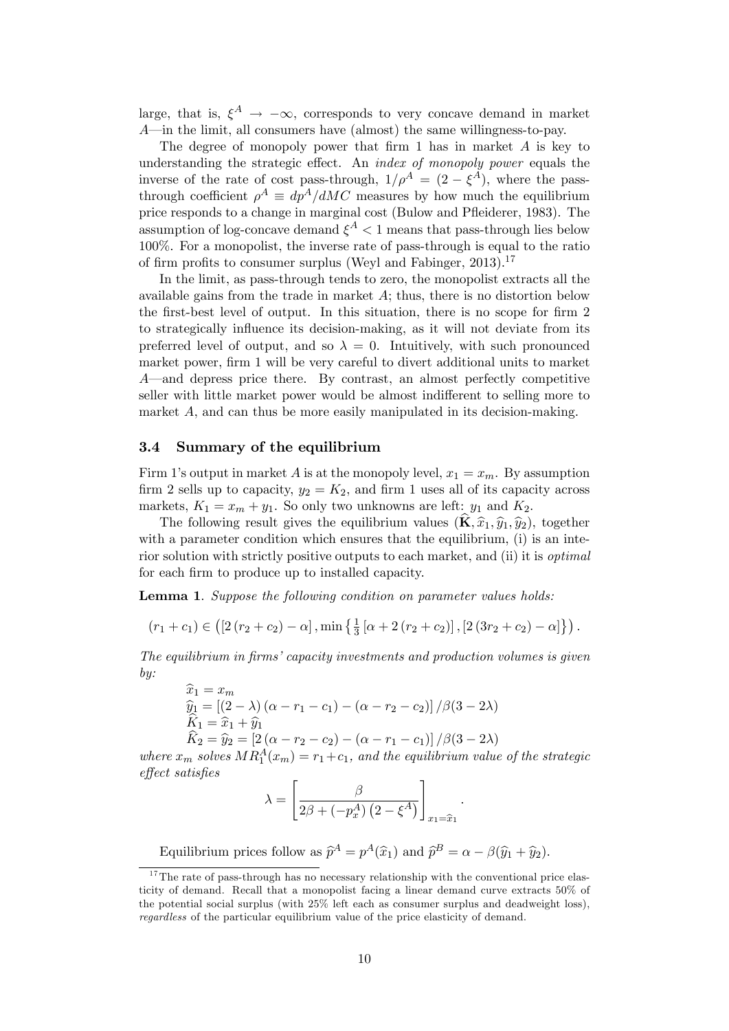large, that is, $\xi^A \to -\infty$, corresponds to very concave demand in market $A$—in the limit, all consumers have (almost) the same willingness-to-pay.

The degree of monopoly power that firm 1 has in market $A$ is key to understanding the strategic effect. An *index of monopoly power* equals the inverse of the rate of cost pass-through, $1/\rho^A = (2 - \xi^A)$, where the pass-through coefficient $\rho^A \equiv dp^A/dMC$ measures by how much the equilibrium price responds to a change in marginal cost (Bulow and Pfleiderer, 1983). The assumption of log-concave demand $\xi^A < 1$ means that pass-through lies below 100%. For a monopolist, the inverse rate of pass-through is equal to the ratio of firm profits to consumer surplus (Weyl and Fabinger, 2013).[17]

In the limit, as pass-through tends to zero, the monopolist extracts all the available gains from the trade in market $A$; thus, there is no distortion below the first-best level of output. In this situation, there is no scope for firm 2 to strategically influence its decision-making, as it will not deviate from its preferred level of output, and so $\lambda = 0$. Intuitively, with such pronounced market power, firm 1 will be very careful to divert additional units to market $A$—and depress price there. By contrast, an almost perfectly competitive seller with little market power would be almost indifferent to selling more to market $A$, and can thus be more easily manipulated in its decision-making.

### 3.4 Summary of the equilibrium

Firm 1's output in market $A$ is at the monopoly level, $x_1 = x_m$. By assumption firm 2 sells up to capacity, $y_2 = K_2$, and firm 1 uses all of its capacity across markets, $K_1 = x_m + y_1$. So only two unknowns are left: $y_1$ and $K_2$.

The following result gives the equilibrium values $(\widehat{\mathbf{K}}, \widehat{x}_1, \widehat{y}_1, \widehat{y}_2)$, together with a parameter condition which ensures that the equilibrium, (i) is an interior solution with strictly positive outputs to each market, and (ii) it is *optimal* for each firm to produce up to installed capacity.

**Lemma 1**. *Suppose the following condition on parameter values holds:*

$$(r_1 + c_1) \in \left( [2(r_2 + c_2) - \alpha], \min\left\{ \tfrac{1}{3}[\alpha + 2(r_2 + c_2)], [2(3r_2 + c_2) - \alpha] \right\} \right).$$

*The equilibrium in firms' capacity investments and production volumes is given by:*

$$\begin{aligned}
&\widehat{x}_1 = x_m \\
&\widehat{y}_1 = [(2-\lambda)(\alpha - r_1 - c_1) - (\alpha - r_2 - c_2)] / \beta(3 - 2\lambda) \\
&\widehat{K}_1 = \widehat{x}_1 + \widehat{y}_1 \\
&\widehat{K}_2 = \widehat{y}_2 = [2(\alpha - r_2 - c_2) - (\alpha - r_1 - c_1)] / \beta(3 - 2\lambda)
\end{aligned}$$

*where $x_m$ solves $MR_1^A(x_m) = r_1 + c_1$, and the equilibrium value of the strategic effect satisfies*

$$\lambda = \left[ \frac{\beta}{2\beta + (-p_x^A)(2 - \xi^A)} \right]_{x_1 = \widehat{x}_1}.$$

Equilibrium prices follow as $\widehat{p}^A = p^A(\widehat{x}_1)$ and $\widehat{p}^B = \alpha - \beta(\widehat{y}_1 + \widehat{y}_2)$.

[17] The rate of pass-through has no necessary relationship with the conventional price elasticity of demand. Recall that a monopolist facing a linear demand curve extracts 50% of the potential social surplus (with 25% left each as consumer surplus and deadweight loss), *regardless* of the particular equilibrium value of the price elasticity of demand.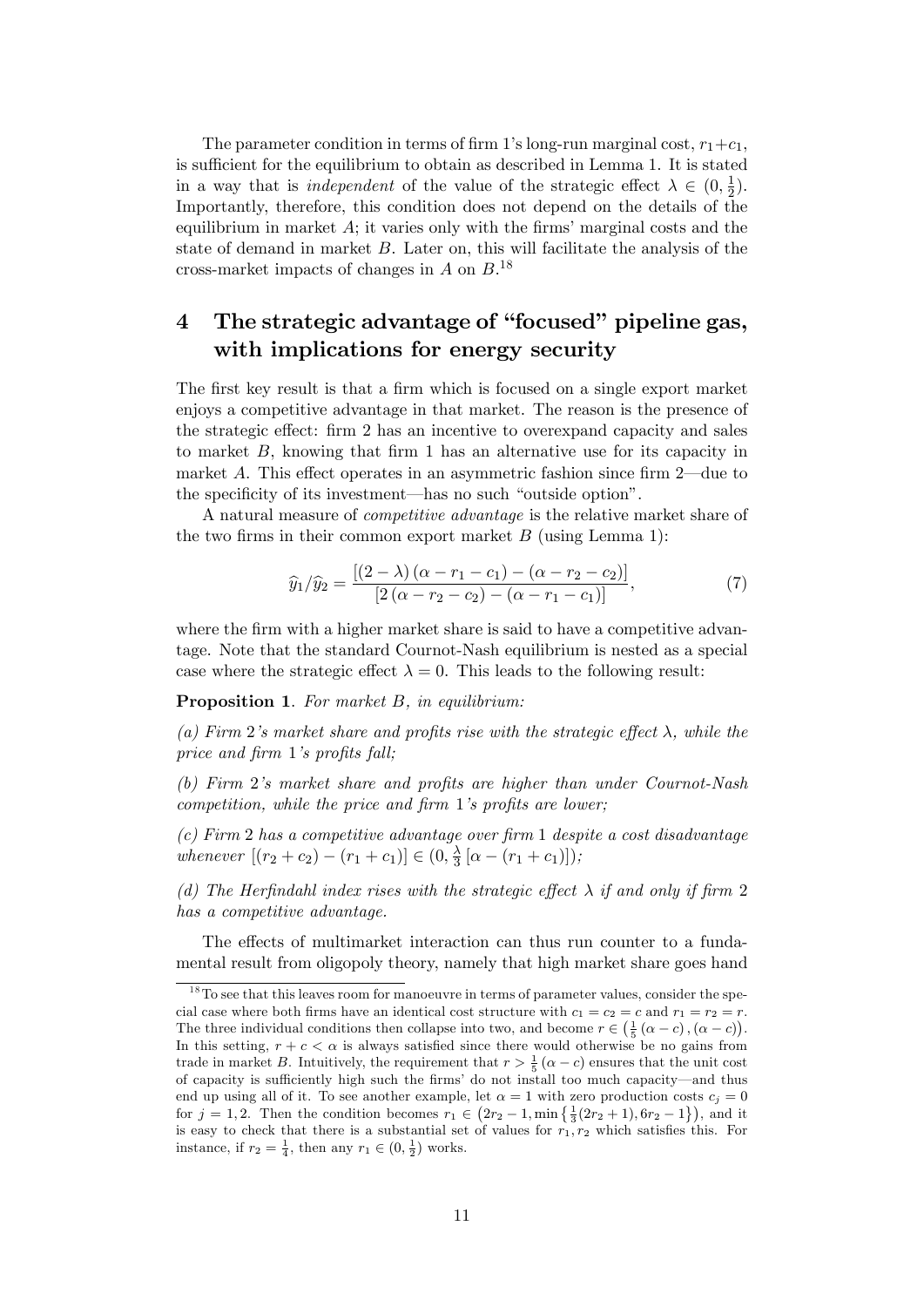The parameter condition in terms of firm 1's long-run marginal cost, $r_1+c_1$, is sufficient for the equilibrium to obtain as described in Lemma 1. It is stated in a way that is *independent* of the value of the strategic effect $\lambda \in (0, \frac{1}{2})$. Importantly, therefore, this condition does not depend on the details of the equilibrium in market $A$; it varies only with the firms' marginal costs and the state of demand in market $B$. Later on, this will facilitate the analysis of the cross-market impacts of changes in $A$ on $B$.[18]

# 4 The strategic advantage of "focused" pipeline gas, with implications for energy security

The first key result is that a firm which is focused on a single export market enjoys a competitive advantage in that market. The reason is the presence of the strategic effect: firm 2 has an incentive to overexpand capacity and sales to market $B$, knowing that firm 1 has an alternative use for its capacity in market $A$. This effect operates in an asymmetric fashion since firm 2—due to the specificity of its investment—has no such "outside option".

A natural measure of *competitive advantage* is the relative market share of the two firms in their common export market $B$ (using Lemma 1):

$$\widehat{y}_1/\widehat{y}_2 = \frac{[(2-\lambda)(\alpha - r_1 - c_1) - (\alpha - r_2 - c_2)]}{[2(\alpha - r_2 - c_2) - (\alpha - r_1 - c_1)]}, \tag{7}$$

where the firm with a higher market share is said to have a competitive advantage. Note that the standard Cournot-Nash equilibrium is nested as a special case where the strategic effect $\lambda = 0$. This leads to the following result:

**Proposition 1**. *For market $B$, in equilibrium:*

*(a) Firm 2's market share and profits rise with the strategic effect $\lambda$, while the price and firm 1's profits fall;*

*(b) Firm 2's market share and profits are higher than under Cournot-Nash competition, while the price and firm 1's profits are lower;*

*(c) Firm 2 has a competitive advantage over firm 1 despite a cost disadvantage whenever $[(r_2 + c_2) - (r_1 + c_1)] \in (0, \frac{\lambda}{3}[\alpha - (r_1 + c_1)])$;*

*(d) The Herfindahl index rises with the strategic effect $\lambda$ if and only if firm 2 has a competitive advantage.*

The effects of multimarket interaction can thus run counter to a fundamental result from oligopoly theory, namely that high market share goes hand

[18] To see that this leaves room for manoeuvre in terms of parameter values, consider the special case where both firms have an identical cost structure with $c_1 = c_2 = c$ and $r_1 = r_2 = r$. The three individual conditions then collapse into two, and become $r \in \left(\frac{1}{5}(\alpha - c), (\alpha - c)\right)$. In this setting, $r + c < \alpha$ is always satisfied since there would otherwise be no gains from trade in market $B$. Intuitively, the requirement that $r > \frac{1}{5}(\alpha - c)$ ensures that the unit cost of capacity is sufficiently high such the firms' do not install too much capacity—and thus end up using all of it. To see another example, let $\alpha = 1$ with zero production costs $c_j = 0$ for $j = 1, 2$. Then the condition becomes $r_1 \in \left(2r_2 - 1, \min\left\{\frac{1}{3}(2r_2 + 1), 6r_2 - 1\right\}\right)$, and it is easy to check that there is a substantial set of values for $r_1, r_2$ which satisfies this. For instance, if $r_2 = \frac{1}{4}$, then any $r_1 \in (0, \frac{1}{2})$ works.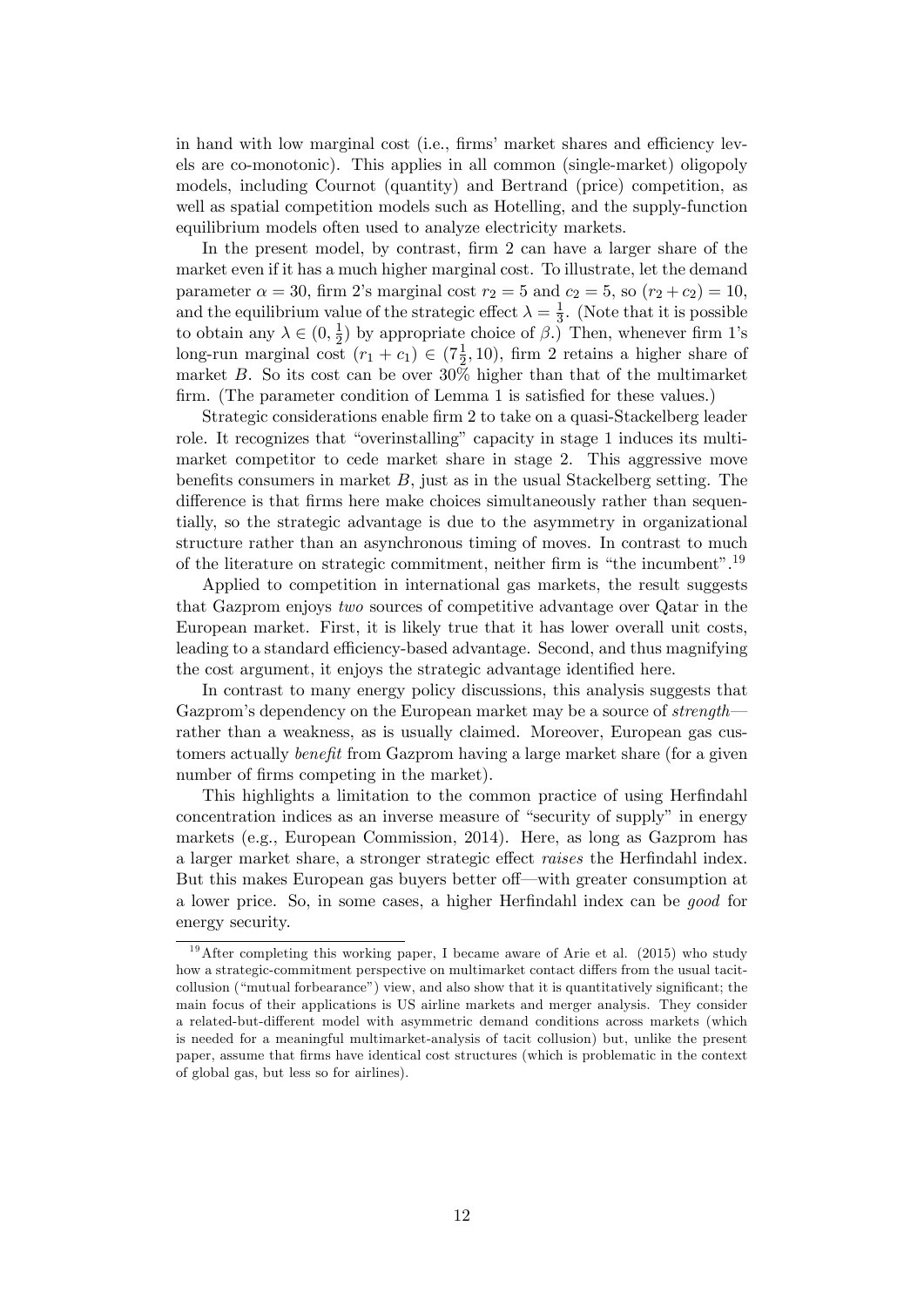in hand with low marginal cost (i.e., firms' market shares and efficiency levels are co-monotonic). This applies in all common (single-market) oligopoly models, including Cournot (quantity) and Bertrand (price) competition, as well as spatial competition models such as Hotelling, and the supply-function equilibrium models often used to analyze electricity markets.

In the present model, by contrast, firm 2 can have a larger share of the market even if it has a much higher marginal cost. To illustrate, let the demand parameter $\alpha = 30$, firm 2's marginal cost $r_2 = 5$ and $c_2 = 5$, so $(r_2 + c_2) = 10$, and the equilibrium value of the strategic effect $\lambda = \frac{1}{3}$. (Note that it is possible to obtain any $\lambda \in (0, \frac{1}{2})$ by appropriate choice of $\beta$.) Then, whenever firm 1's long-run marginal cost $(r_1 + c_1) \in (7\frac{1}{2}, 10)$, firm 2 retains a higher share of market $B$. So its cost can be over 30% higher than that of the multimarket firm. (The parameter condition of Lemma 1 is satisfied for these values.)

Strategic considerations enable firm 2 to take on a quasi-Stackelberg leader role. It recognizes that "overinstalling" capacity in stage 1 induces its multimarket competitor to cede market share in stage 2. This aggressive move benefits consumers in market $B$, just as in the usual Stackelberg setting. The difference is that firms here make choices simultaneously rather than sequentially, so the strategic advantage is due to the asymmetry in organizational structure rather than an asynchronous timing of moves. In contrast to much of the literature on strategic commitment, neither firm is "the incumbent".[19]

Applied to competition in international gas markets, the result suggests that Gazprom enjoys *two* sources of competitive advantage over Qatar in the European market. First, it is likely true that it has lower overall unit costs, leading to a standard efficiency-based advantage. Second, and thus magnifying the cost argument, it enjoys the strategic advantage identified here.

In contrast to many energy policy discussions, this analysis suggests that Gazprom's dependency on the European market may be a source of *strength*—rather than a weakness, as is usually claimed. Moreover, European gas customers actually *benefit* from Gazprom having a large market share (for a given number of firms competing in the market).

This highlights a limitation to the common practice of using Herfindahl concentration indices as an inverse measure of "security of supply" in energy markets (e.g., European Commission, 2014). Here, as long as Gazprom has a larger market share, a stronger strategic effect *raises* the Herfindahl index. But this makes European gas buyers better off—with greater consumption at a lower price. So, in some cases, a higher Herfindahl index can be *good* for energy security.

[19] After completing this working paper, I became aware of Arie et al. (2015) who study how a strategic-commitment perspective on multimarket contact differs from the usual tacit-collusion ("mutual forbearance") view, and also show that it is quantitatively significant; the main focus of their applications is US airline markets and merger analysis. They consider a related-but-different model with asymmetric demand conditions across markets (which is needed for a meaningful multimarket-analysis of tacit collusion) but, unlike the present paper, assume that firms have identical cost structures (which is problematic in the context of global gas, but less so for airlines).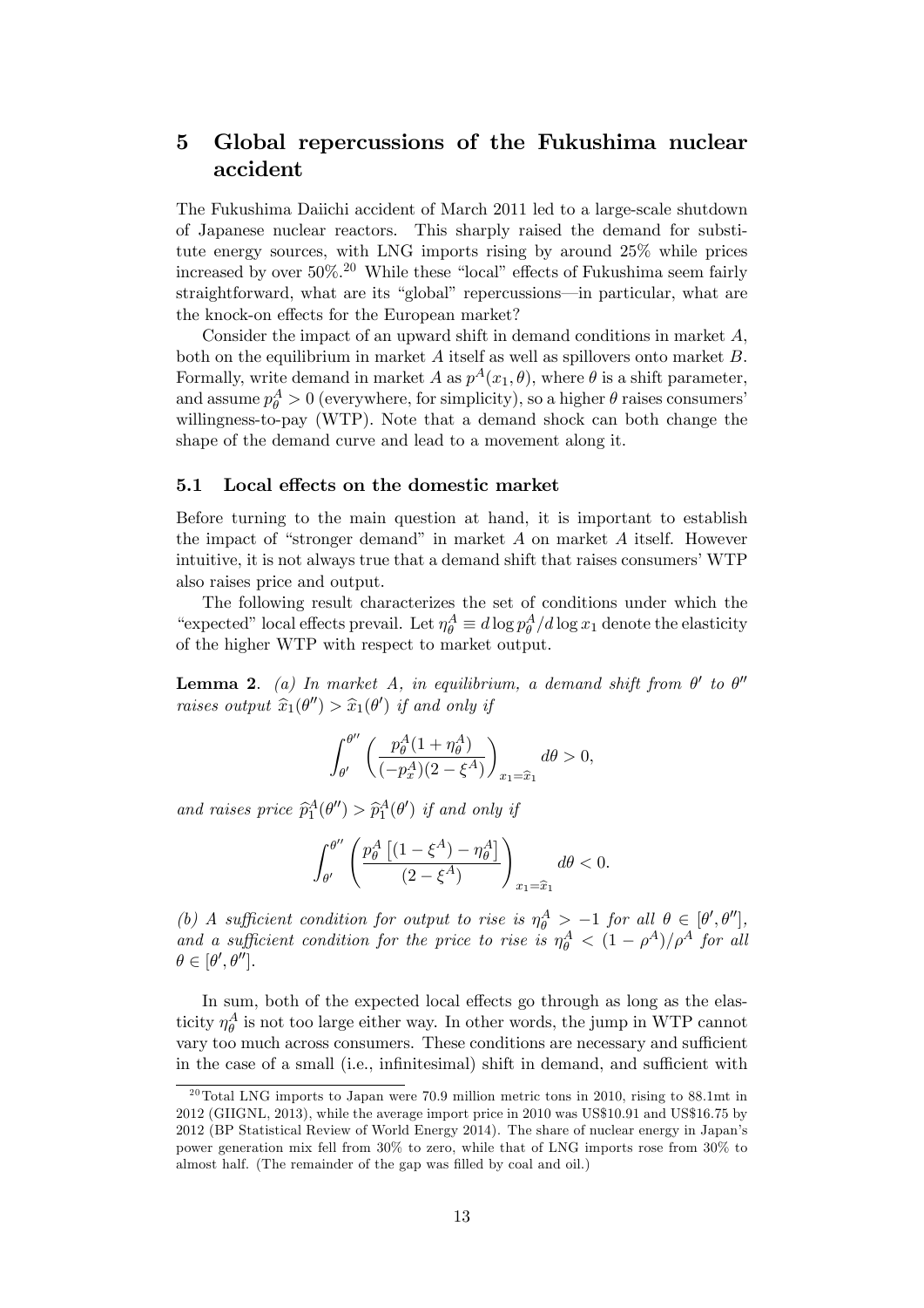## 5 Global repercussions of the Fukushima nuclear accident

The Fukushima Daiichi accident of March 2011 led to a large-scale shutdown of Japanese nuclear reactors. This sharply raised the demand for substitute energy sources, with LNG imports rising by around 25% while prices increased by over 50%.[20] While these "local" effects of Fukushima seem fairly straightforward, what are its "global" repercussions—in particular, what are the knock-on effects for the European market?

Consider the impact of an upward shift in demand conditions in market $A$, both on the equilibrium in market $A$ itself as well as spillovers onto market $B$. Formally, write demand in market $A$ as $p^A(x_1, \theta)$, where $\theta$ is a shift parameter, and assume $p^A_\theta > 0$ (everywhere, for simplicity), so a higher $\theta$ raises consumers' willingness-to-pay (WTP). Note that a demand shock can both change the shape of the demand curve and lead to a movement along it.

### 5.1 Local effects on the domestic market

Before turning to the main question at hand, it is important to establish the impact of "stronger demand" in market $A$ on market $A$ itself. However intuitive, it is not always true that a demand shift that raises consumers' WTP also raises price and output.

The following result characterizes the set of conditions under which the "expected" local effects prevail. Let $\eta^A_\theta \equiv d \log p^A_\theta / d \log x_1$ denote the elasticity of the higher WTP with respect to market output.

**Lemma 2**. *(a) In market $A$, in equilibrium, a demand shift from $\theta'$ to $\theta''$ raises output $\widehat{x}_1(\theta'') > \widehat{x}_1(\theta')$ if and only if*

$$\int_{\theta'}^{\theta''} \left( \frac{p^A_\theta (1 + \eta^A_\theta)}{(-p^A_x)(2 - \xi^A)} \right)_{x_1 = \widehat{x}_1} d\theta > 0,$$

*and raises price $\widehat{p}^A_1(\theta'') > \widehat{p}^A_1(\theta')$ if and only if*

$$\int_{\theta'}^{\theta''} \left( \frac{p^A_\theta \left[ (1 - \xi^A) - \eta^A_\theta \right]}{(2 - \xi^A)} \right)_{x_1 = \widehat{x}_1} d\theta < 0.$$

*(b) A sufficient condition for output to rise is $\eta^A_\theta > -1$ for all $\theta \in [\theta', \theta'']$, and a sufficient condition for the price to rise is $\eta^A_\theta < (1 - \rho^A)/\rho^A$ for all $\theta \in [\theta', \theta'']$.*

In sum, both of the expected local effects go through as long as the elasticity $\eta^A_\theta$ is not too large either way. In other words, the jump in WTP cannot vary too much across consumers. These conditions are necessary and sufficient in the case of a small (i.e., infinitesimal) shift in demand, and sufficient with

[20] Total LNG imports to Japan were 70.9 million metric tons in 2010, rising to 88.1mt in 2012 (GIIGNL, 2013), while the average import price in 2010 was US$10.91 and US$16.75 by 2012 (BP Statistical Review of World Energy 2014). The share of nuclear energy in Japan's power generation mix fell from 30% to zero, while that of LNG imports rose from 30% to almost half. (The remainder of the gap was filled by coal and oil.)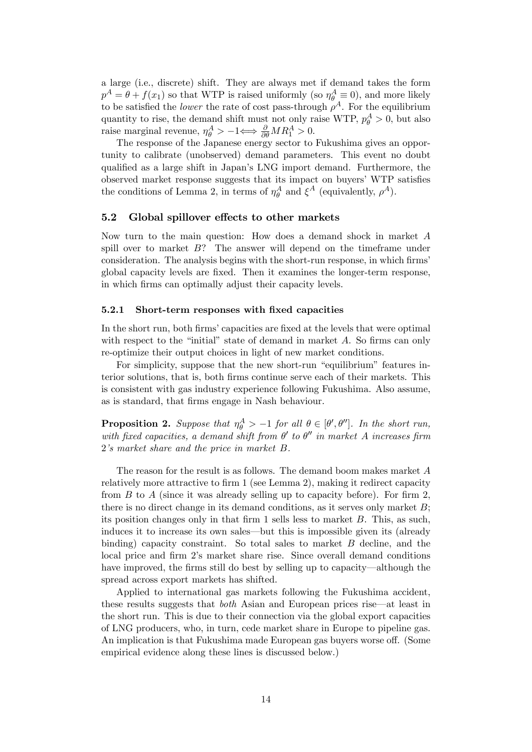a large (i.e., discrete) shift. They are always met if demand takes the form $p^A = \theta + f(x_1)$ so that WTP is raised uniformly (so $\eta^A_\theta \equiv 0$), and more likely to be satisfied the *lower* the rate of cost pass-through $\rho^A$. For the equilibrium quantity to rise, the demand shift must not only raise WTP, $p^A_\theta > 0$, but also raise marginal revenue, $\eta^A_\theta > -1 \Longleftrightarrow \frac{\partial}{\partial \theta} MR^A_1 > 0$.

The response of the Japanese energy sector to Fukushima gives an opportunity to calibrate (unobserved) demand parameters. This event no doubt qualified as a large shift in Japan's LNG import demand. Furthermore, the observed market response suggests that its impact on buyers' WTP satisfies the conditions of Lemma 2, in terms of $\eta^A_\theta$ and $\xi^A$ (equivalently, $\rho^A$).

## 5.2 Global spillover effects to other markets

Now turn to the main question: How does a demand shock in market $A$ spill over to market $B$? The answer will depend on the timeframe under consideration. The analysis begins with the short-run response, in which firms' global capacity levels are fixed. Then it examines the longer-term response, in which firms can optimally adjust their capacity levels.

### 5.2.1 Short-term responses with fixed capacities

In the short run, both firms' capacities are fixed at the levels that were optimal with respect to the "initial" state of demand in market $A$. So firms can only re-optimize their output choices in light of new market conditions.

For simplicity, suppose that the new short-run "equilibrium" features interior solutions, that is, both firms continue serve each of their markets. This is consistent with gas industry experience following Fukushima. Also assume, as is standard, that firms engage in Nash behaviour.

**Proposition 2.** *Suppose that $\eta^A_\theta > -1$ for all $\theta \in [\theta', \theta'']$. In the short run, with fixed capacities, a demand shift from $\theta'$ to $\theta''$ in market $A$ increases firm 2's market share and the price in market $B$.*

The reason for the result is as follows. The demand boom makes market $A$ relatively more attractive to firm 1 (see Lemma 2), making it redirect capacity from $B$ to $A$ (since it was already selling up to capacity before). For firm 2, there is no direct change in its demand conditions, as it serves only market $B$; its position changes only in that firm 1 sells less to market $B$. This, as such, induces it to increase its own sales—but this is impossible given its (already binding) capacity constraint. So total sales to market $B$ decline, and the local price and firm 2's market share rise. Since overall demand conditions have improved, the firms still do best by selling up to capacity—although the spread across export markets has shifted.

Applied to international gas markets following the Fukushima accident, these results suggests that *both* Asian and European prices rise—at least in the short run. This is due to their connection via the global export capacities of LNG producers, who, in turn, cede market share in Europe to pipeline gas. An implication is that Fukushima made European gas buyers worse off. (Some empirical evidence along these lines is discussed below.)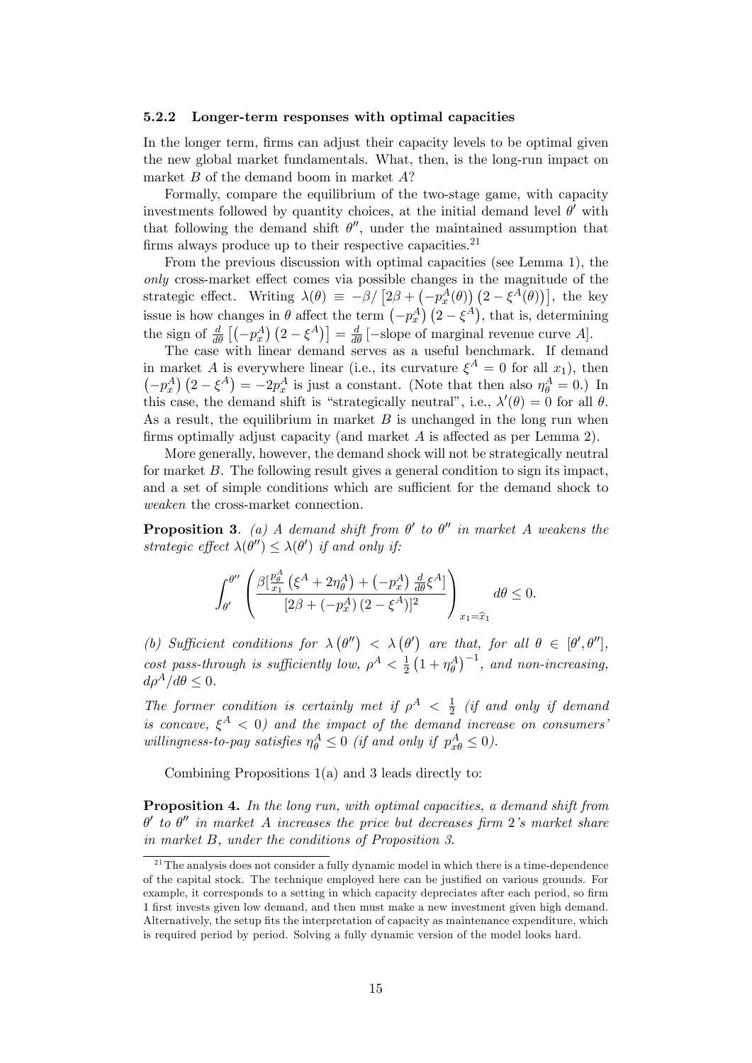### 5.2.2 Longer-term responses with optimal capacities

In the longer term, firms can adjust their capacity levels to be optimal given the new global market fundamentals. What, then, is the long-run impact on market $B$ of the demand boom in market $A$?

Formally, compare the equilibrium of the two-stage game, with capacity investments followed by quantity choices, at the initial demand level $\theta'$ with that following the demand shift $\theta''$, under the maintained assumption that firms always produce up to their respective capacities.[21]

From the previous discussion with optimal capacities (see Lemma 1), the *only* cross-market effect comes via possible changes in the magnitude of the strategic effect. Writing $\lambda(\theta) \equiv -\beta / \left[2\beta + \left(-p_x^A(\theta)\right)\left(2 - \xi^A(\theta)\right)\right]$, the key issue is how changes in $\theta$ affect the term $\left(-p_x^A\right)\left(2 - \xi^A\right)$, that is, determining the sign of $\frac{d}{d\theta}\left[\left(-p_x^A\right)\left(2 - \xi^A\right)\right] = \frac{d}{d\theta}\left[-\text{slope of marginal revenue curve } A\right]$.

The case with linear demand serves as a useful benchmark. If demand in market $A$ is everywhere linear (i.e., its curvature $\xi^A = 0$ for all $x_1$), then $\left(-p_x^A\right)\left(2 - \xi^A\right) = -2p_x^A$ is just a constant. (Note that then also $\eta_\theta^A = 0$.) In this case, the demand shift is "strategically neutral", i.e., $\lambda'(\theta) = 0$ for all $\theta$. As a result, the equilibrium in market $B$ is unchanged in the long run when firms optimally adjust capacity (and market $A$ is affected as per Lemma 2).

More generally, however, the demand shock will not be strategically neutral for market $B$. The following result gives a general condition to sign its impact, and a set of simple conditions which are sufficient for the demand shock to *weaken* the cross-market connection.

**Proposition 3**. *(a) A demand shift from $\theta'$ to $\theta''$ in market $A$ weakens the strategic effect $\lambda(\theta'') \leq \lambda(\theta')$ if and only if:*

$$\int_{\theta'}^{\theta''} \left( \frac{\beta\left[\frac{p_\theta^A}{x_1}\left(\xi^A + 2\eta_\theta^A\right) + \left(-p_x^A\right)\frac{d}{d\theta}\xi^A\right]}{\left[2\beta + \left(-p_x^A\right)\left(2 - \xi^A\right)\right]^2} \right)_{x_1 = \widehat{x}_1} d\theta \leq 0.$$

*(b) Sufficient conditions for $\lambda\left(\theta''\right) < \lambda\left(\theta'\right)$ are that, for all $\theta \in [\theta', \theta'']$, cost pass-through is sufficiently low, $\rho^A < \frac{1}{2}\left(1 + \eta_\theta^A\right)^{-1}$, and non-increasing, $d\rho^A/d\theta \leq 0$.*

*The former condition is certainly met if $\rho^A < \frac{1}{2}$ (if and only if demand is concave, $\xi^A < 0$) and the impact of the demand increase on consumers' willingness-to-pay satisfies $\eta_\theta^A \leq 0$ (if and only if $p_{x\theta}^A \leq 0$).*

Combining Propositions 1(a) and 3 leads directly to:

**Proposition 4.** *In the long run, with optimal capacities, a demand shift from $\theta'$ to $\theta''$ in market $A$ increases the price but decreases firm 2's market share in market $B$, under the conditions of Proposition 3.*

[21] The analysis does not consider a fully dynamic model in which there is a time-dependence of the capital stock. The technique employed here can be justified on various grounds. For example, it corresponds to a setting in which capacity depreciates after each period, so firm 1 first invests given low demand, and then must make a new investment given high demand. Alternatively, the setup fits the interpretation of capacity as maintenance expenditure, which is required period by period. Solving a fully dynamic version of the model looks hard.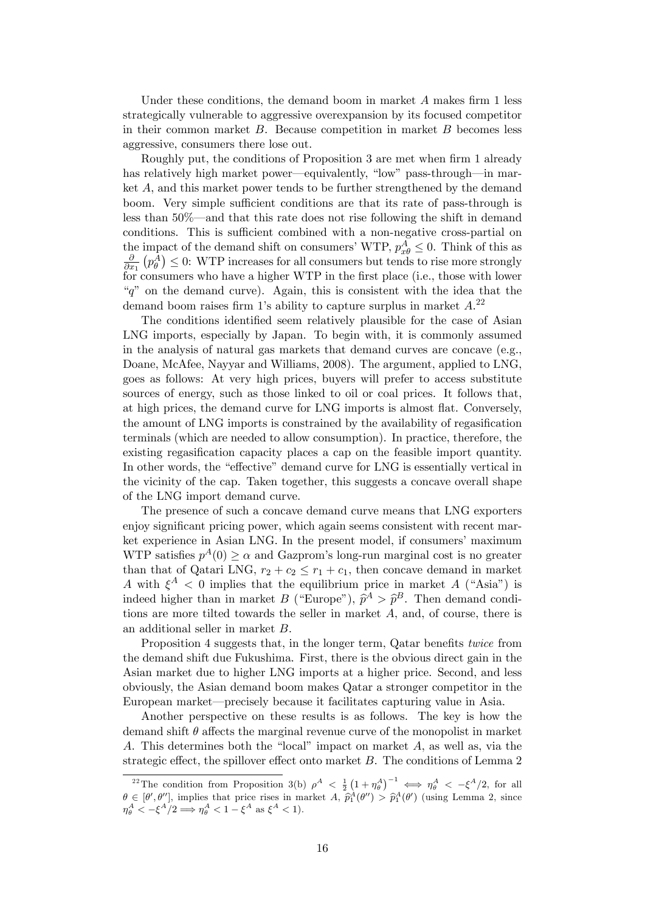Under these conditions, the demand boom in market $A$ makes firm 1 less strategically vulnerable to aggressive overexpansion by its focused competitor in their common market $B$. Because competition in market $B$ becomes less aggressive, consumers there lose out.

Roughly put, the conditions of Proposition 3 are met when firm 1 already has relatively high market power—equivalently, "low" pass-through—in market $A$, and this market power tends to be further strengthened by the demand boom. Very simple sufficient conditions are that its rate of pass-through is less than 50%—and that this rate does not rise following the shift in demand conditions. This is sufficient combined with a non-negative cross-partial on the impact of the demand shift on consumers' WTP, $p^A_{x\theta} \leq 0$. Think of this as $\frac{\partial}{\partial x_1}\left(p^A_\theta\right) \leq 0$: WTP increases for all consumers but tends to rise more strongly for consumers who have a higher WTP in the first place (i.e., those with lower "$q$" on the demand curve). Again, this is consistent with the idea that the demand boom raises firm 1's ability to capture surplus in market $A$.[22]

The conditions identified seem relatively plausible for the case of Asian LNG imports, especially by Japan. To begin with, it is commonly assumed in the analysis of natural gas markets that demand curves are concave (e.g., Doane, McAfee, Nayyar and Williams, 2008). The argument, applied to LNG, goes as follows: At very high prices, buyers will prefer to access substitute sources of energy, such as those linked to oil or coal prices. It follows that, at high prices, the demand curve for LNG imports is almost flat. Conversely, the amount of LNG imports is constrained by the availability of regasification terminals (which are needed to allow consumption). In practice, therefore, the existing regasification capacity places a cap on the feasible import quantity. In other words, the "effective" demand curve for LNG is essentially vertical in the vicinity of the cap. Taken together, this suggests a concave overall shape of the LNG import demand curve.

The presence of such a concave demand curve means that LNG exporters enjoy significant pricing power, which again seems consistent with recent market experience in Asian LNG. In the present model, if consumers' maximum WTP satisfies $p^A(0) \geq \alpha$ and Gazprom's long-run marginal cost is no greater than that of Qatari LNG, $r_2 + c_2 \leq r_1 + c_1$, then concave demand in market $A$ with $\xi^A < 0$ implies that the equilibrium price in market $A$ ("Asia") is indeed higher than in market $B$ ("Europe"), $\widehat{p}^A > \widehat{p}^B$. Then demand conditions are more tilted towards the seller in market $A$, and, of course, there is an additional seller in market $B$.

Proposition 4 suggests that, in the longer term, Qatar benefits *twice* from the demand shift due Fukushima. First, there is the obvious direct gain in the Asian market due to higher LNG imports at a higher price. Second, and less obviously, the Asian demand boom makes Qatar a stronger competitor in the European market—precisely because it facilitates capturing value in Asia.

Another perspective on these results is as follows. The key is how the demand shift $\theta$ affects the marginal revenue curve of the monopolist in market $A$. This determines both the "local" impact on market $A$, as well as, via the strategic effect, the spillover effect onto market $B$. The conditions of Lemma 2

[22] The condition from Proposition 3(b) $\rho^A < \frac{1}{2}\left(1+\eta^A_\theta\right)^{-1} \iff \eta^A_\theta < -\xi^A/2$, for all $\theta \in [\theta', \theta'']$, implies that price rises in market $A$, $\widehat{p}^A_1(\theta'') > \widehat{p}^A_1(\theta')$ (using Lemma 2, since $\eta^A_\theta < -\xi^A/2 \Longrightarrow \eta^A_\theta < 1 - \xi^A$ as $\xi^A < 1$).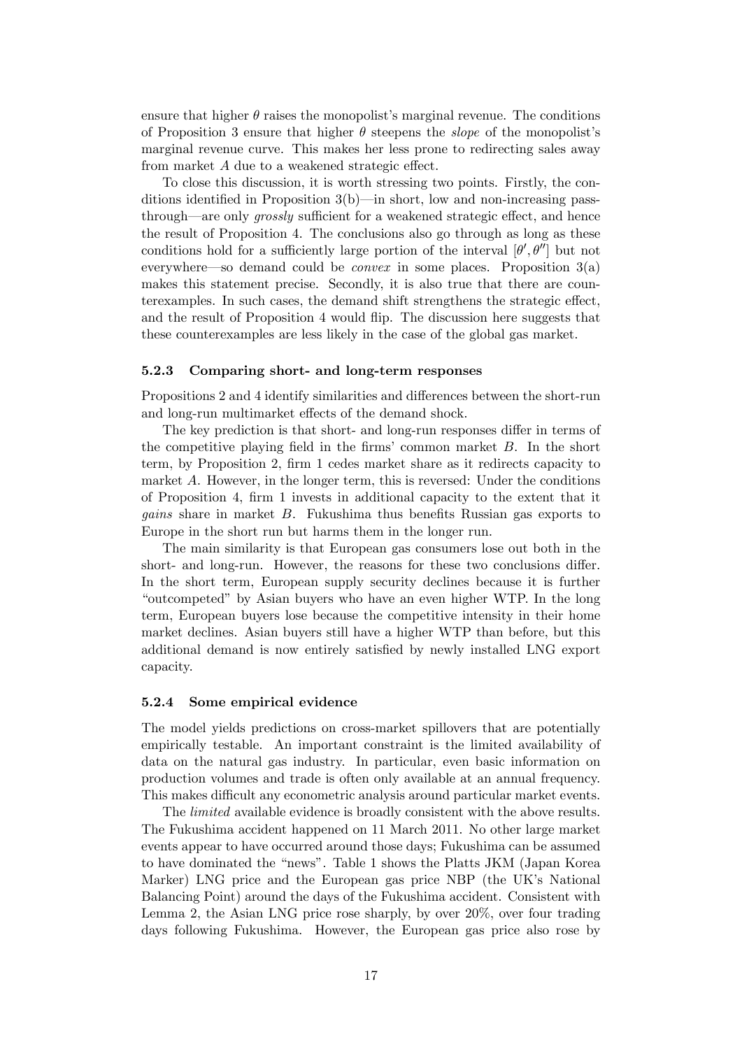ensure that higher $\theta$ raises the monopolist's marginal revenue. The conditions of Proposition 3 ensure that higher $\theta$ steepens the *slope* of the monopolist's marginal revenue curve. This makes her less prone to redirecting sales away from market $A$ due to a weakened strategic effect.

To close this discussion, it is worth stressing two points. Firstly, the conditions identified in Proposition 3(b)—in short, low and non-increasing pass-through—are only *grossly* sufficient for a weakened strategic effect, and hence the result of Proposition 4. The conclusions also go through as long as these conditions hold for a sufficiently large portion of the interval $[\theta', \theta'']$ but not everywhere—so demand could be *convex* in some places. Proposition 3(a) makes this statement precise. Secondly, it is also true that there are counterexamples. In such cases, the demand shift strengthens the strategic effect, and the result of Proposition 4 would flip. The discussion here suggests that these counterexamples are less likely in the case of the global gas market.

### 5.2.3 Comparing short- and long-term responses

Propositions 2 and 4 identify similarities and differences between the short-run and long-run multimarket effects of the demand shock.

The key prediction is that short- and long-run responses differ in terms of the competitive playing field in the firms' common market $B$. In the short term, by Proposition 2, firm 1 cedes market share as it redirects capacity to market $A$. However, in the longer term, this is reversed: Under the conditions of Proposition 4, firm 1 invests in additional capacity to the extent that it *gains* share in market $B$. Fukushima thus benefits Russian gas exports to Europe in the short run but harms them in the longer run.

The main similarity is that European gas consumers lose out both in the short- and long-run. However, the reasons for these two conclusions differ. In the short term, European supply security declines because it is further "outcompeted" by Asian buyers who have an even higher WTP. In the long term, European buyers lose because the competitive intensity in their home market declines. Asian buyers still have a higher WTP than before, but this additional demand is now entirely satisfied by newly installed LNG export capacity.

### 5.2.4 Some empirical evidence

The model yields predictions on cross-market spillovers that are potentially empirically testable. An important constraint is the limited availability of data on the natural gas industry. In particular, even basic information on production volumes and trade is often only available at an annual frequency. This makes difficult any econometric analysis around particular market events.

The *limited* available evidence is broadly consistent with the above results. The Fukushima accident happened on 11 March 2011. No other large market events appear to have occurred around those days; Fukushima can be assumed to have dominated the "news". Table 1 shows the Platts JKM (Japan Korea Marker) LNG price and the European gas price NBP (the UK's National Balancing Point) around the days of the Fukushima accident. Consistent with Lemma 2, the Asian LNG price rose sharply, by over 20%, over four trading days following Fukushima. However, the European gas price also rose by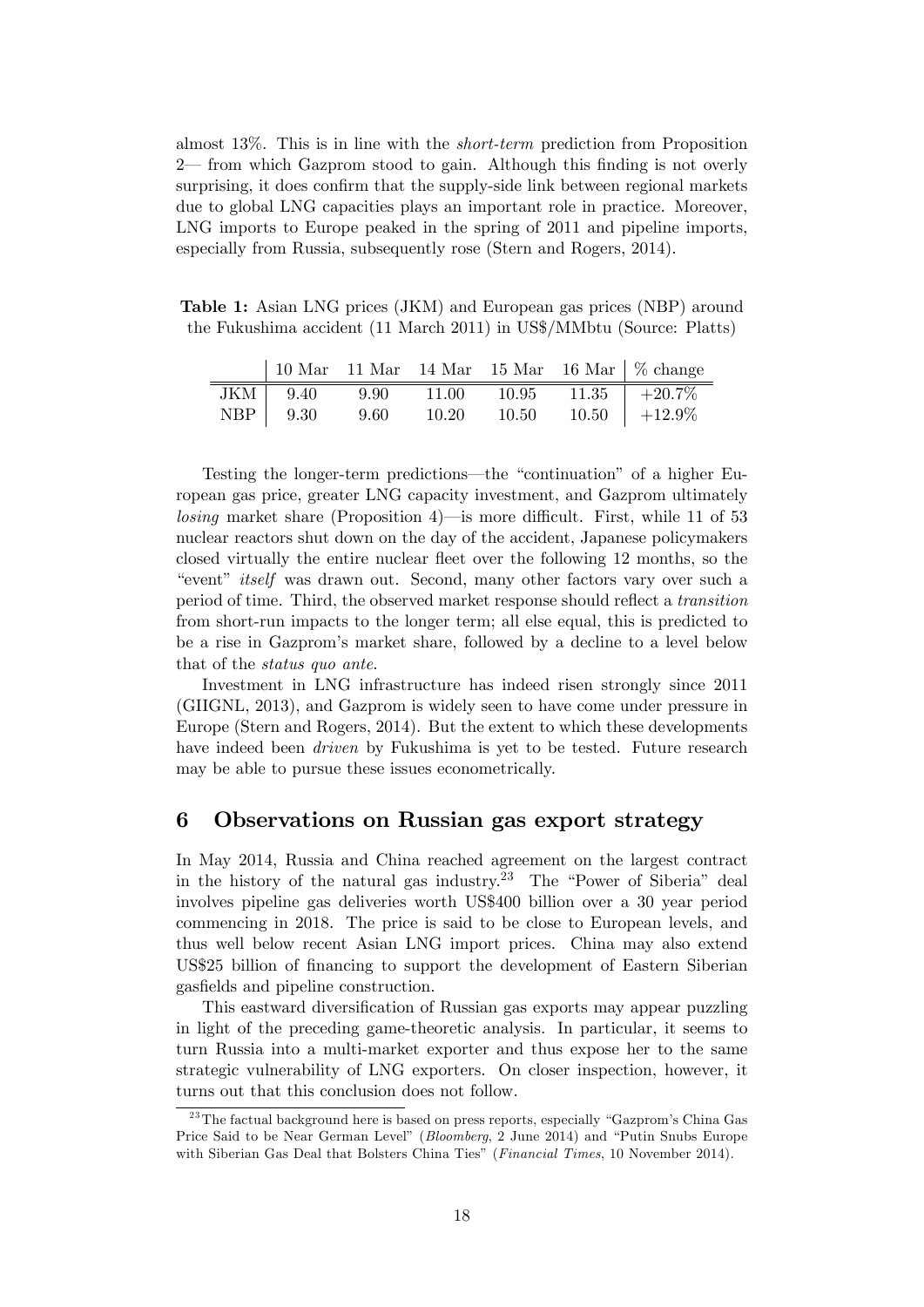almost 13%. This is in line with the *short-term* prediction from Proposition 2— from which Gazprom stood to gain. Although this finding is not overly surprising, it does confirm that the supply-side link between regional markets due to global LNG capacities plays an important role in practice. Moreover, LNG imports to Europe peaked in the spring of 2011 and pipeline imports, especially from Russia, subsequently rose (Stern and Rogers, 2014).

**Table 1:** Asian LNG prices (JKM) and European gas prices (NBP) around the Fukushima accident (11 March 2011) in US$/MMbtu (Source: Platts)

| | 10 Mar | 11 Mar | 14 Mar | 15 Mar | 16 Mar | % change |
|---|---|---|---|---|---|---|
| JKM | 9.40 | 9.90 | 11.00 | 10.95 | 11.35 | +20.7% |
| NBP | 9.30 | 9.60 | 10.20 | 10.50 | 10.50 | +12.9% |

Testing the longer-term predictions—the "continuation" of a higher European gas price, greater LNG capacity investment, and Gazprom ultimately *losing* market share (Proposition 4)—is more difficult. First, while 11 of 53 nuclear reactors shut down on the day of the accident, Japanese policymakers closed virtually the entire nuclear fleet over the following 12 months, so the "event" *itself* was drawn out. Second, many other factors vary over such a period of time. Third, the observed market response should reflect a *transition* from short-run impacts to the longer term; all else equal, this is predicted to be a rise in Gazprom's market share, followed by a decline to a level below that of the *status quo ante*.

Investment in LNG infrastructure has indeed risen strongly since 2011 (GIIGNL, 2013), and Gazprom is widely seen to have come under pressure in Europe (Stern and Rogers, 2014). But the extent to which these developments have indeed been *driven* by Fukushima is yet to be tested. Future research may be able to pursue these issues econometrically.

## 6 Observations on Russian gas export strategy

In May 2014, Russia and China reached agreement on the largest contract in the history of the natural gas industry.[23] The "Power of Siberia" deal involves pipeline gas deliveries worth US$400 billion over a 30 year period commencing in 2018. The price is said to be close to European levels, and thus well below recent Asian LNG import prices. China may also extend US$25 billion of financing to support the development of Eastern Siberian gasfields and pipeline construction.

This eastward diversification of Russian gas exports may appear puzzling in light of the preceding game-theoretic analysis. In particular, it seems to turn Russia into a multi-market exporter and thus expose her to the same strategic vulnerability of LNG exporters. On closer inspection, however, it turns out that this conclusion does not follow.

[23] The factual background here is based on press reports, especially "Gazprom's China Gas Price Said to be Near German Level" (*Bloomberg*, 2 June 2014) and "Putin Snubs Europe with Siberian Gas Deal that Bolsters China Ties" (*Financial Times*, 10 November 2014).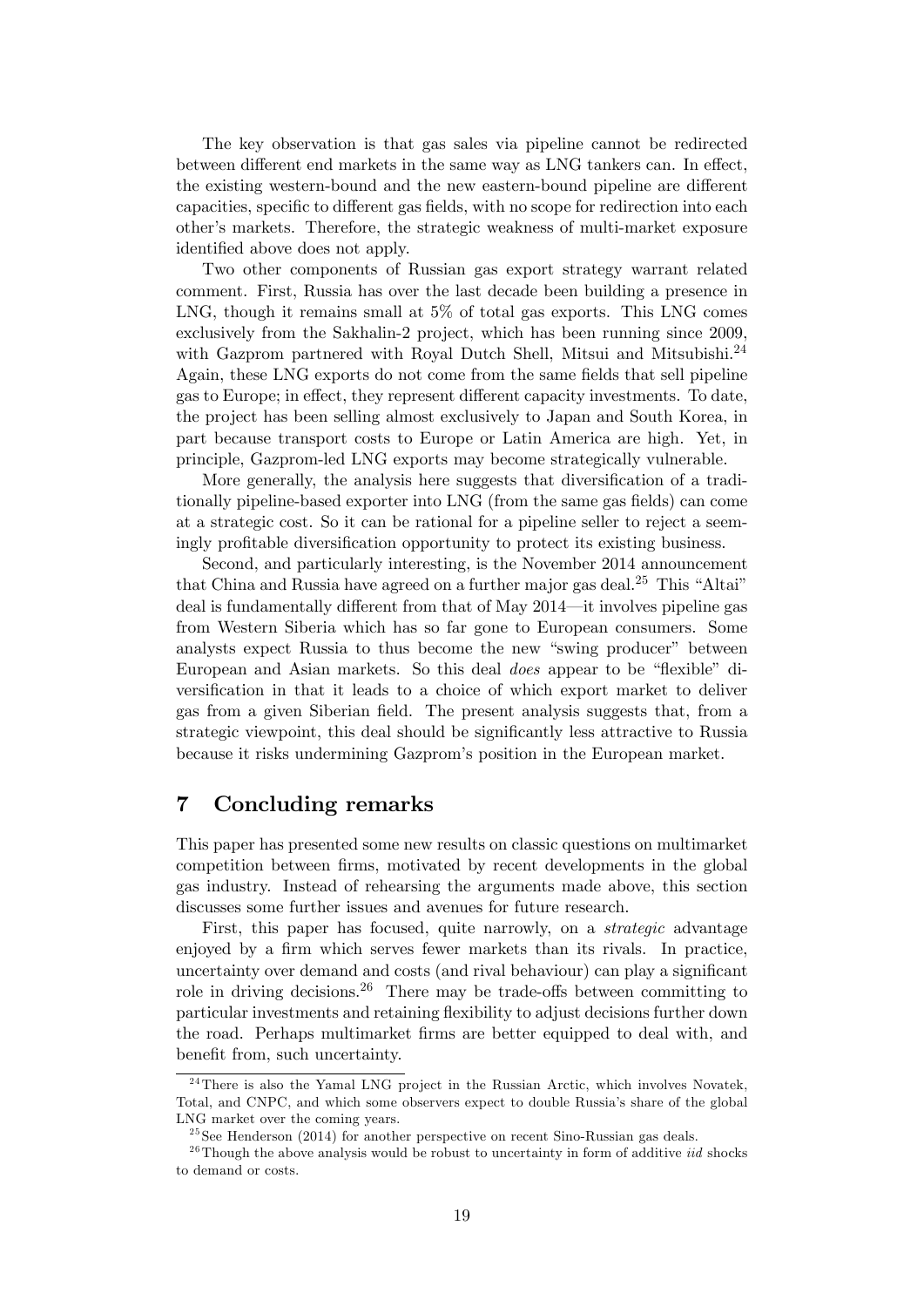The key observation is that gas sales via pipeline cannot be redirected between different end markets in the same way as LNG tankers can. In effect, the existing western-bound and the new eastern-bound pipeline are different capacities, specific to different gas fields, with no scope for redirection into each other's markets. Therefore, the strategic weakness of multi-market exposure identified above does not apply.

Two other components of Russian gas export strategy warrant related comment. First, Russia has over the last decade been building a presence in LNG, though it remains small at 5% of total gas exports. This LNG comes exclusively from the Sakhalin-2 project, which has been running since 2009, with Gazprom partnered with Royal Dutch Shell, Mitsui and Mitsubishi.[24] Again, these LNG exports do not come from the same fields that sell pipeline gas to Europe; in effect, they represent different capacity investments. To date, the project has been selling almost exclusively to Japan and South Korea, in part because transport costs to Europe or Latin America are high. Yet, in principle, Gazprom-led LNG exports may become strategically vulnerable.

More generally, the analysis here suggests that diversification of a traditionally pipeline-based exporter into LNG (from the same gas fields) can come at a strategic cost. So it can be rational for a pipeline seller to reject a seemingly profitable diversification opportunity to protect its existing business.

Second, and particularly interesting, is the November 2014 announcement that China and Russia have agreed on a further major gas deal.[25] This "Altai" deal is fundamentally different from that of May 2014—it involves pipeline gas from Western Siberia which has so far gone to European consumers. Some analysts expect Russia to thus become the new "swing producer" between European and Asian markets. So this deal *does* appear to be "flexible" diversification in that it leads to a choice of which export market to deliver gas from a given Siberian field. The present analysis suggests that, from a strategic viewpoint, this deal should be significantly less attractive to Russia because it risks undermining Gazprom's position in the European market.

## 7 Concluding remarks

This paper has presented some new results on classic questions on multimarket competition between firms, motivated by recent developments in the global gas industry. Instead of rehearsing the arguments made above, this section discusses some further issues and avenues for future research.

First, this paper has focused, quite narrowly, on a *strategic* advantage enjoyed by a firm which serves fewer markets than its rivals. In practice, uncertainty over demand and costs (and rival behaviour) can play a significant role in driving decisions.[26] There may be trade-offs between committing to particular investments and retaining flexibility to adjust decisions further down the road. Perhaps multimarket firms are better equipped to deal with, and benefit from, such uncertainty.

[24] There is also the Yamal LNG project in the Russian Arctic, which involves Novatek, Total, and CNPC, and which some observers expect to double Russia's share of the global LNG market over the coming years.

[25] See Henderson (2014) for another perspective on recent Sino-Russian gas deals.

[26] Though the above analysis would be robust to uncertainty in form of additive *iid* shocks to demand or costs.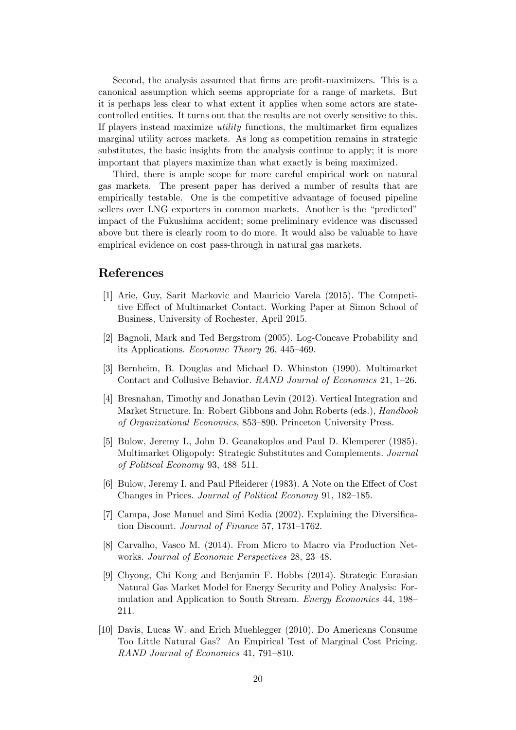Second, the analysis assumed that firms are profit-maximizers. This is a canonical assumption which seems appropriate for a range of markets. But it is perhaps less clear to what extent it applies when some actors are state-controlled entities. It turns out that the results are not overly sensitive to this. If players instead maximize *utility* functions, the multimarket firm equalizes marginal utility across markets. As long as competition remains in strategic substitutes, the basic insights from the analysis continue to apply; it is more important that players maximize than what exactly is being maximized.

Third, there is ample scope for more careful empirical work on natural gas markets. The present paper has derived a number of results that are empirically testable. One is the competitive advantage of focused pipeline sellers over LNG exporters in common markets. Another is the "predicted" impact of the Fukushima accident; some preliminary evidence was discussed above but there is clearly room to do more. It would also be valuable to have empirical evidence on cost pass-through in natural gas markets.

## References

[1] Arie, Guy, Sarit Markovic and Mauricio Varela (2015). The Competitive Effect of Multimarket Contact. Working Paper at Simon School of Business, University of Rochester, April 2015.

[2] Bagnoli, Mark and Ted Bergstrom (2005). Log-Concave Probability and its Applications. *Economic Theory* 26, 445–469.

[3] Bernheim, B. Douglas and Michael D. Whinston (1990). Multimarket Contact and Collusive Behavior. *RAND Journal of Economics* 21, 1–26.

[4] Bresnahan, Timothy and Jonathan Levin (2012). Vertical Integration and Market Structure. In: Robert Gibbons and John Roberts (eds.), *Handbook of Organizational Economics*, 853–890. Princeton University Press.

[5] Bulow, Jeremy I., John D. Geanakoplos and Paul D. Klemperer (1985). Multimarket Oligopoly: Strategic Substitutes and Complements. *Journal of Political Economy* 93, 488–511.

[6] Bulow, Jeremy I. and Paul Pfleiderer (1983). A Note on the Effect of Cost Changes in Prices. *Journal of Political Economy* 91, 182–185.

[7] Campa, Jose Manuel and Simi Kedia (2002). Explaining the Diversification Discount. *Journal of Finance* 57, 1731–1762.

[8] Carvalho, Vasco M. (2014). From Micro to Macro via Production Networks. *Journal of Economic Perspectives* 28, 23–48.

[9] Chyong, Chi Kong and Benjamin F. Hobbs (2014). Strategic Eurasian Natural Gas Market Model for Energy Security and Policy Analysis: Formulation and Application to South Stream. *Energy Economics* 44, 198–211.

[10] Davis, Lucas W. and Erich Muehlegger (2010). Do Americans Consume Too Little Natural Gas? An Empirical Test of Marginal Cost Pricing. *RAND Journal of Economics* 41, 791–810.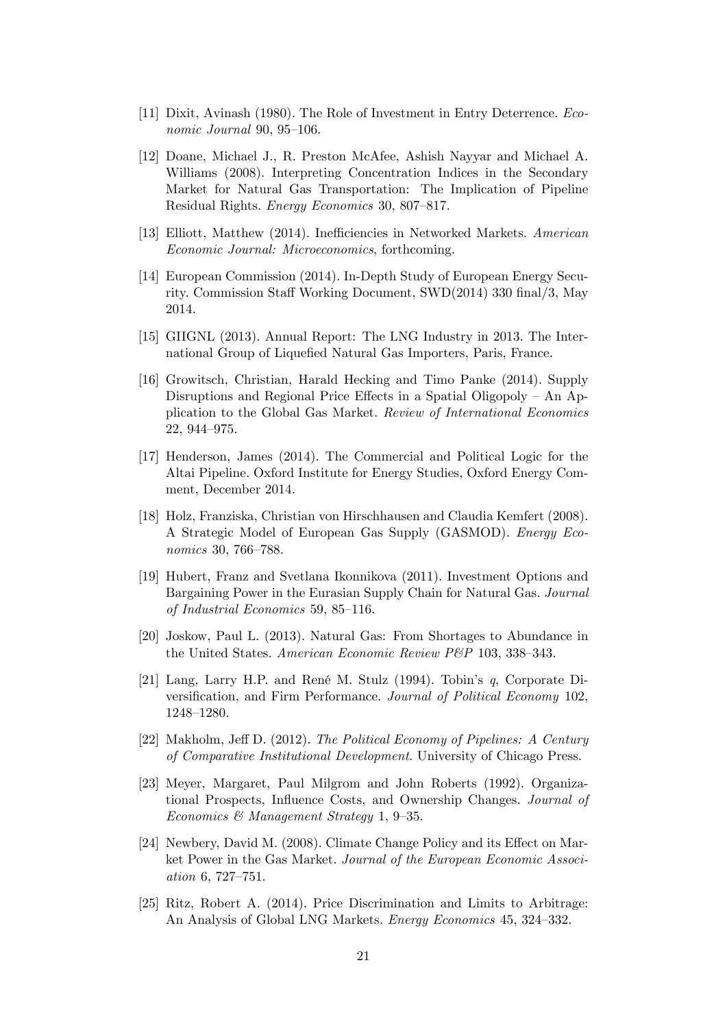[11] Dixit, Avinash (1980). The Role of Investment in Entry Deterrence. *Economic Journal* 90, 95–106.

[12] Doane, Michael J., R. Preston McAfee, Ashish Nayyar and Michael A. Williams (2008). Interpreting Concentration Indices in the Secondary Market for Natural Gas Transportation: The Implication of Pipeline Residual Rights. *Energy Economics* 30, 807–817.

[13] Elliott, Matthew (2014). Inefficiencies in Networked Markets. *American Economic Journal: Microeconomics*, forthcoming.

[14] European Commission (2014). In-Depth Study of European Energy Security. Commission Staff Working Document, SWD(2014) 330 final/3, May 2014.

[15] GIIGNL (2013). Annual Report: The LNG Industry in 2013. The International Group of Liquefied Natural Gas Importers, Paris, France.

[16] Growitsch, Christian, Harald Hecking and Timo Panke (2014). Supply Disruptions and Regional Price Effects in a Spatial Oligopoly – An Application to the Global Gas Market. *Review of International Economics* 22, 944–975.

[17] Henderson, James (2014). The Commercial and Political Logic for the Altai Pipeline. Oxford Institute for Energy Studies, Oxford Energy Comment, December 2014.

[18] Holz, Franziska, Christian von Hirschhausen and Claudia Kemfert (2008). A Strategic Model of European Gas Supply (GASMOD). *Energy Economics* 30, 766–788.

[19] Hubert, Franz and Svetlana Ikonnikova (2011). Investment Options and Bargaining Power in the Eurasian Supply Chain for Natural Gas. *Journal of Industrial Economics* 59, 85–116.

[20] Joskow, Paul L. (2013). Natural Gas: From Shortages to Abundance in the United States. *American Economic Review P&P* 103, 338–343.

[21] Lang, Larry H.P. and René M. Stulz (1994). Tobin's *q*, Corporate Diversification, and Firm Performance. *Journal of Political Economy* 102, 1248–1280.

[22] Makholm, Jeff D. (2012). *The Political Economy of Pipelines: A Century of Comparative Institutional Development*. University of Chicago Press.

[23] Meyer, Margaret, Paul Milgrom and John Roberts (1992). Organizational Prospects, Influence Costs, and Ownership Changes. *Journal of Economics & Management Strategy* 1, 9–35.

[24] Newbery, David M. (2008). Climate Change Policy and its Effect on Market Power in the Gas Market. *Journal of the European Economic Association* 6, 727–751.

[25] Ritz, Robert A. (2014). Price Discrimination and Limits to Arbitrage: An Analysis of Global LNG Markets. *Energy Economics* 45, 324–332.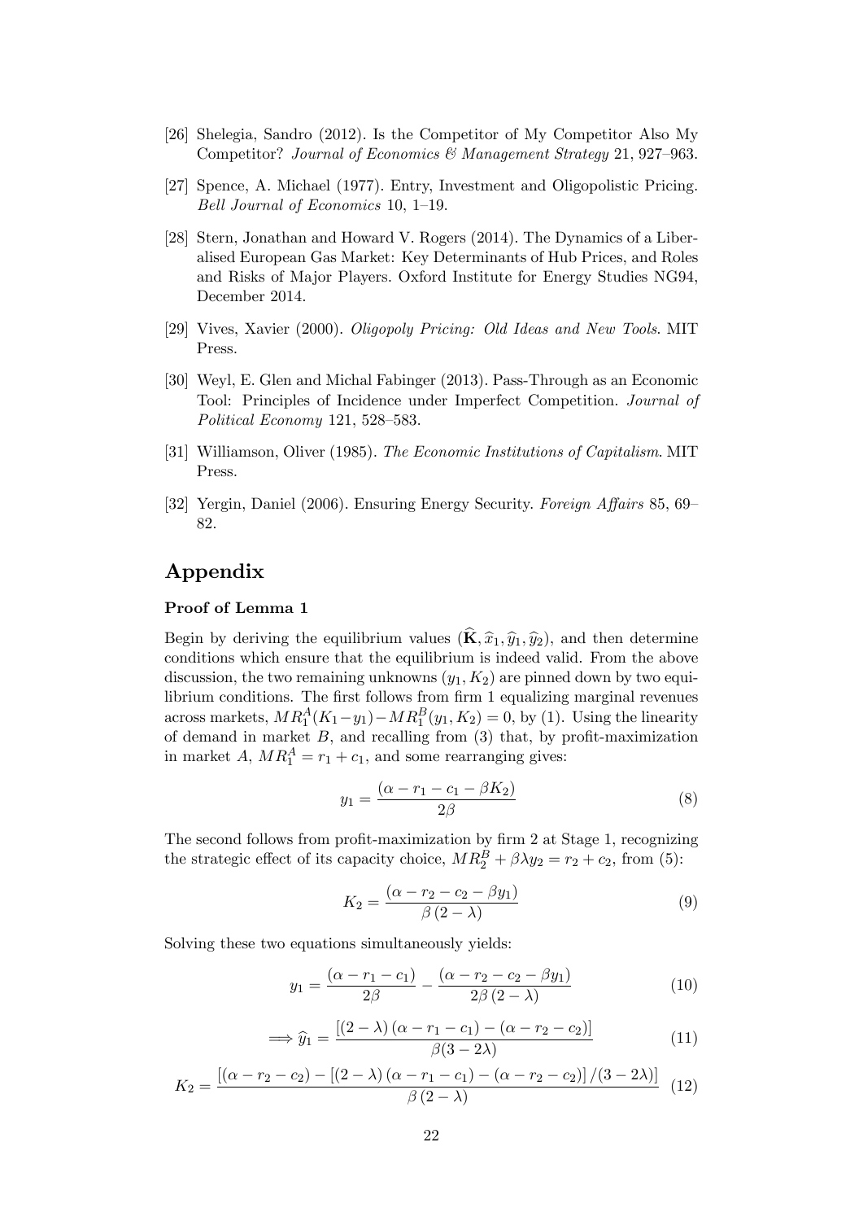[26] Shelegia, Sandro (2012). Is the Competitor of My Competitor Also My Competitor? *Journal of Economics & Management Strategy* 21, 927–963.

[27] Spence, A. Michael (1977). Entry, Investment and Oligopolistic Pricing. *Bell Journal of Economics* 10, 1–19.

[28] Stern, Jonathan and Howard V. Rogers (2014). The Dynamics of a Liberalised European Gas Market: Key Determinants of Hub Prices, and Roles and Risks of Major Players. Oxford Institute for Energy Studies NG94, December 2014.

[29] Vives, Xavier (2000). *Oligopoly Pricing: Old Ideas and New Tools*. MIT Press.

[30] Weyl, E. Glen and Michal Fabinger (2013). Pass-Through as an Economic Tool: Principles of Incidence under Imperfect Competition. *Journal of Political Economy* 121, 528–583.

[31] Williamson, Oliver (1985). *The Economic Institutions of Capitalism*. MIT Press.

[32] Yergin, Daniel (2006). Ensuring Energy Security. *Foreign Affairs* 85, 69–82.

# Appendix

### Proof of Lemma 1

Begin by deriving the equilibrium values $(\widehat{\mathbf{K}}, \widehat{x}_1, \widehat{y}_1, \widehat{y}_2)$, and then determine conditions which ensure that the equilibrium is indeed valid. From the above discussion, the two remaining unknowns $(y_1, K_2)$ are pinned down by two equilibrium conditions. The first follows from firm 1 equalizing marginal revenues across markets, $MR_1^A(K_1 - y_1) - MR_1^B(y_1, K_2) = 0$, by (1). Using the linearity of demand in market $B$, and recalling from (3) that, by profit-maximization in market $A$, $MR_1^A = r_1 + c_1$, and some rearranging gives:

$$y_1 = \frac{(\alpha - r_1 - c_1 - \beta K_2)}{2\beta} \tag{8}$$

The second follows from profit-maximization by firm 2 at Stage 1, recognizing the strategic effect of its capacity choice, $MR_2^B + \beta\lambda y_2 = r_2 + c_2$, from (5):

$$K_2 = \frac{(\alpha - r_2 - c_2 - \beta y_1)}{\beta\,(2 - \lambda)} \tag{9}$$

Solving these two equations simultaneously yields:

$$y_1 = \frac{(\alpha - r_1 - c_1)}{2\beta} - \frac{(\alpha - r_2 - c_2 - \beta y_1)}{2\beta\,(2 - \lambda)} \tag{10}$$

$$\Longrightarrow \widehat{y}_1 = \frac{[(2 - \lambda)(\alpha - r_1 - c_1) - (\alpha - r_2 - c_2)]}{\beta(3 - 2\lambda)} \tag{11}$$

$$K_2 = \frac{[(\alpha - r_2 - c_2) - [(2 - \lambda)(\alpha - r_1 - c_1) - (\alpha - r_2 - c_2)]/(3 - 2\lambda)]}{\beta\,(2 - \lambda)} \tag{12}$$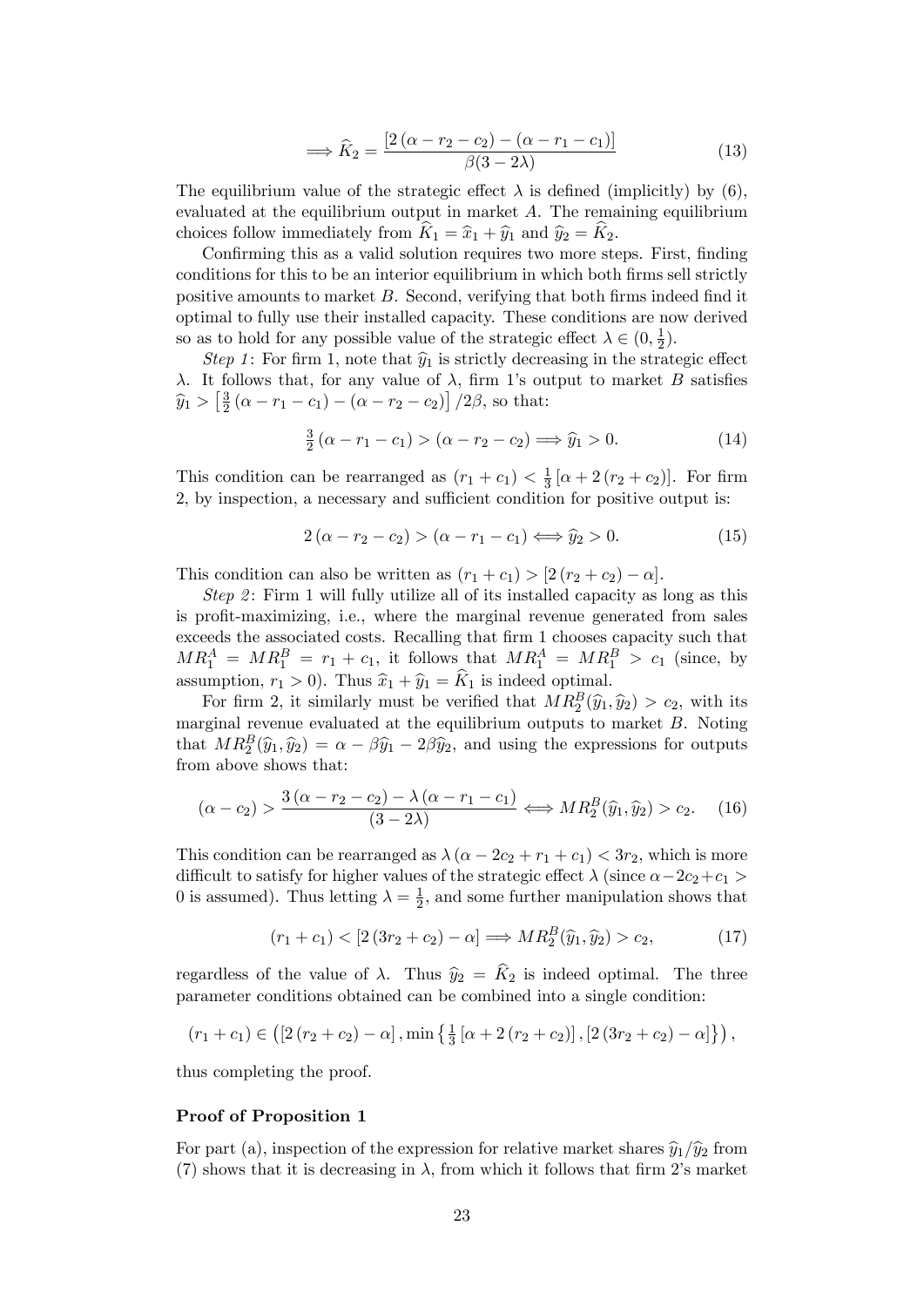$$\Longrightarrow \widehat{K}_2 = \frac{[2(\alpha - r_2 - c_2) - (\alpha - r_1 - c_1)]}{\beta(3 - 2\lambda)} \tag{13}$$

The equilibrium value of the strategic effect $\lambda$ is defined (implicitly) by (6), evaluated at the equilibrium output in market $A$. The remaining equilibrium choices follow immediately from $\widehat{K}_1 = \widehat{x}_1 + \widehat{y}_1$ and $\widehat{y}_2 = \widehat{K}_2$.

Confirming this as a valid solution requires two more steps. First, finding conditions for this to be an interior equilibrium in which both firms sell strictly positive amounts to market $B$. Second, verifying that both firms indeed find it optimal to fully use their installed capacity. These conditions are now derived so as to hold for any possible value of the strategic effect $\lambda \in (0, \frac{1}{2})$.

*Step 1*: For firm 1, note that $\widehat{y}_1$ is strictly decreasing in the strategic effect $\lambda$. It follows that, for any value of $\lambda$, firm 1's output to market $B$ satisfies $\widehat{y}_1 > \left[\frac{3}{2}(\alpha - r_1 - c_1) - (\alpha - r_2 - c_2)\right]/2\beta$, so that:

$$\tfrac{3}{2}(\alpha - r_1 - c_1) > (\alpha - r_2 - c_2) \Longrightarrow \widehat{y}_1 > 0. \tag{14}$$

This condition can be rearranged as $(r_1 + c_1) < \frac{1}{3}[\alpha + 2(r_2 + c_2)]$. For firm 2, by inspection, a necessary and sufficient condition for positive output is:

$$2(\alpha - r_2 - c_2) > (\alpha - r_1 - c_1) \Longleftrightarrow \widehat{y}_2 > 0. \tag{15}$$

This condition can also be written as $(r_1 + c_1) > [2(r_2 + c_2) - \alpha]$.

*Step 2*: Firm 1 will fully utilize all of its installed capacity as long as this is profit-maximizing, i.e., where the marginal revenue generated from sales exceeds the associated costs. Recalling that firm 1 chooses capacity such that $MR_1^A = MR_1^B = r_1 + c_1$, it follows that $MR_1^A = MR_1^B > c_1$ (since, by assumption, $r_1 > 0$). Thus $\widehat{x}_1 + \widehat{y}_1 = \widehat{K}_1$ is indeed optimal.

For firm 2, it similarly must be verified that $MR_2^B(\widehat{y}_1, \widehat{y}_2) > c_2$, with its marginal revenue evaluated at the equilibrium outputs to market $B$. Noting that $MR_2^B(\widehat{y}_1, \widehat{y}_2) = \alpha - \beta\widehat{y}_1 - 2\beta\widehat{y}_2$, and using the expressions for outputs from above shows that:

$$(\alpha - c_2) > \frac{3(\alpha - r_2 - c_2) - \lambda(\alpha - r_1 - c_1)}{(3 - 2\lambda)} \Longleftrightarrow MR_2^B(\widehat{y}_1, \widehat{y}_2) > c_2. \tag{16}$$

This condition can be rearranged as $\lambda(\alpha - 2c_2 + r_1 + c_1) < 3r_2$, which is more difficult to satisfy for higher values of the strategic effect $\lambda$ (since $\alpha - 2c_2 + c_1 > 0$ is assumed). Thus letting $\lambda = \frac{1}{2}$, and some further manipulation shows that

$$(r_1 + c_1) < [2(3r_2 + c_2) - \alpha] \Longrightarrow MR_2^B(\widehat{y}_1, \widehat{y}_2) > c_2, \tag{17}$$

regardless of the value of $\lambda$. Thus $\widehat{y}_2 = \widehat{K}_2$ is indeed optimal. The three parameter conditions obtained can be combined into a single condition:

$$(r_1 + c_1) \in \left([2(r_2 + c_2) - \alpha], \min\left\{\tfrac{1}{3}[\alpha + 2(r_2 + c_2)], [2(3r_2 + c_2) - \alpha]\right\}\right),$$

thus completing the proof.

**Proof of Proposition 1**

For part (a), inspection of the expression for relative market shares $\widehat{y}_1/\widehat{y}_2$ from (7) shows that it is decreasing in $\lambda$, from which it follows that firm 2's market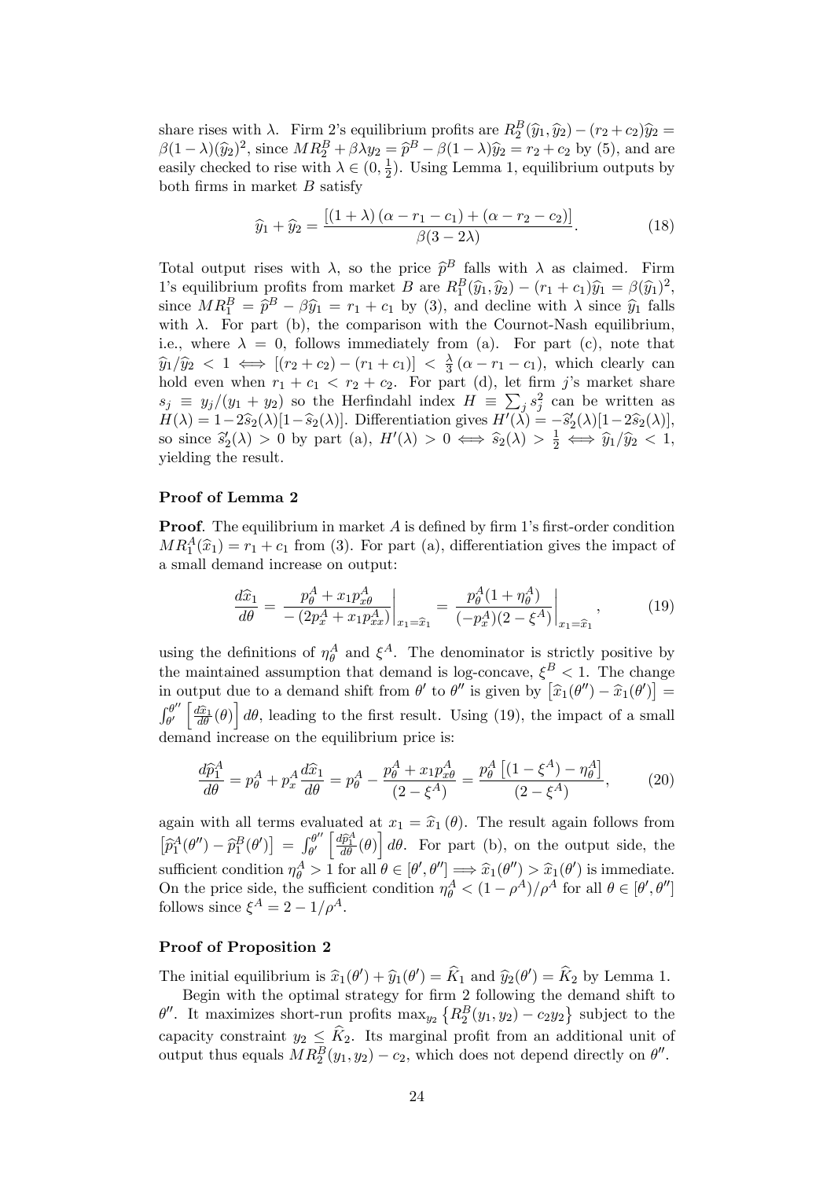share rises with $\lambda$. Firm 2's equilibrium profits are $R_2^B(\widehat{y}_1, \widehat{y}_2) - (r_2 + c_2)\widehat{y}_2 = \beta(1-\lambda)(\widehat{y}_2)^2$, since $MR_2^B + \beta\lambda y_2 = \widehat{p}^B - \beta(1-\lambda)\widehat{y}_2 = r_2 + c_2$ by (5), and are easily checked to rise with $\lambda \in (0, \frac{1}{2})$. Using Lemma 1, equilibrium outputs by both firms in market $B$ satisfy

$$\widehat{y}_1 + \widehat{y}_2 = \frac{[(1+\lambda)(\alpha - r_1 - c_1) + (\alpha - r_2 - c_2)]}{\beta(3 - 2\lambda)}. \tag{18}$$

Total output rises with $\lambda$, so the price $\widehat{p}^B$ falls with $\lambda$ as claimed. Firm 1's equilibrium profits from market $B$ are $R_1^B(\widehat{y}_1, \widehat{y}_2) - (r_1 + c_1)\widehat{y}_1 = \beta(\widehat{y}_1)^2$, since $MR_1^B = \widehat{p}^B - \beta\widehat{y}_1 = r_1 + c_1$ by (3), and decline with $\lambda$ since $\widehat{y}_1$ falls with $\lambda$. For part (b), the comparison with the Cournot-Nash equilibrium, i.e., where $\lambda = 0$, follows immediately from (a). For part (c), note that $\widehat{y}_1/\widehat{y}_2 < 1 \iff [(r_2 + c_2) - (r_1 + c_1)] < \frac{\lambda}{3}(\alpha - r_1 - c_1)$, which clearly can hold even when $r_1 + c_1 < r_2 + c_2$. For part (d), let firm $j$'s market share $s_j \equiv y_j/(y_1 + y_2)$ so the Herfindahl index $H \equiv \sum_j s_j^2$ can be written as $H(\lambda) = 1 - 2\widehat{s}_2(\lambda)[1 - \widehat{s}_2(\lambda)]$. Differentiation gives $H'(\lambda) = -\widehat{s}_2'(\lambda)[1 - 2\widehat{s}_2(\lambda)]$, so since $\widehat{s}_2'(\lambda) > 0$ by part (a), $H'(\lambda) > 0 \iff \widehat{s}_2(\lambda) > \frac{1}{2} \iff \widehat{y}_1/\widehat{y}_2 < 1$, yielding the result.

### Proof of Lemma 2

**Proof**. The equilibrium in market $A$ is defined by firm 1's first-order condition $MR_1^A(\widehat{x}_1) = r_1 + c_1$ from (3). For part (a), differentiation gives the impact of a small demand increase on output:

$$\frac{d\widehat{x}_1}{d\theta} = \left.\frac{p_\theta^A + x_1 p_{x\theta}^A}{-(2p_x^A + x_1 p_{xx}^A)}\right|_{x_1 = \widehat{x}_1} = \left.\frac{p_\theta^A(1 + \eta_\theta^A)}{(-p_x^A)(2 - \xi^A)}\right|_{x_1 = \widehat{x}_1}, \tag{19}$$

using the definitions of $\eta_\theta^A$ and $\xi^A$. The denominator is strictly positive by the maintained assumption that demand is log-concave, $\xi^B < 1$. The change in output due to a demand shift from $\theta'$ to $\theta''$ is given by $[\widehat{x}_1(\theta'') - \widehat{x}_1(\theta')] = \int_{\theta'}^{\theta''} \left[\frac{d\widehat{x}_1}{d\theta}(\theta)\right] d\theta$, leading to the first result. Using (19), the impact of a small demand increase on the equilibrium price is:

$$\frac{d\widehat{p}_1^A}{d\theta} = p_\theta^A + p_x^A \frac{d\widehat{x}_1}{d\theta} = p_\theta^A - \frac{p_\theta^A + x_1 p_{x\theta}^A}{(2 - \xi^A)} = \frac{p_\theta^A\left[(1 - \xi^A) - \eta_\theta^A\right]}{(2 - \xi^A)}, \tag{20}$$

again with all terms evaluated at $x_1 = \widehat{x}_1(\theta)$. The result again follows from $\left[\widehat{p}_1^A(\theta'') - \widehat{p}_1^B(\theta')\right] = \int_{\theta'}^{\theta''} \left[\frac{d\widehat{p}_1^A}{d\theta}(\theta)\right] d\theta$. For part (b), on the output side, the sufficient condition $\eta_\theta^A > 1$ for all $\theta \in [\theta', \theta''] \Longrightarrow \widehat{x}_1(\theta'') > \widehat{x}_1(\theta')$ is immediate. On the price side, the sufficient condition $\eta_\theta^A < (1 - \rho^A)/\rho^A$ for all $\theta \in [\theta', \theta'']$ follows since $\xi^A = 2 - 1/\rho^A$.

### Proof of Proposition 2

The initial equilibrium is $\widehat{x}_1(\theta') + \widehat{y}_1(\theta') = \widehat{K}_1$ and $\widehat{y}_2(\theta') = \widehat{K}_2$ by Lemma 1.

Begin with the optimal strategy for firm 2 following the demand shift to $\theta''$. It maximizes short-run profits $\max_{y_2}\left\{R_2^B(y_1, y_2) - c_2 y_2\right\}$ subject to the capacity constraint $y_2 \leq \widehat{K}_2$. Its marginal profit from an additional unit of output thus equals $MR_2^B(y_1, y_2) - c_2$, which does not depend directly on $\theta''$.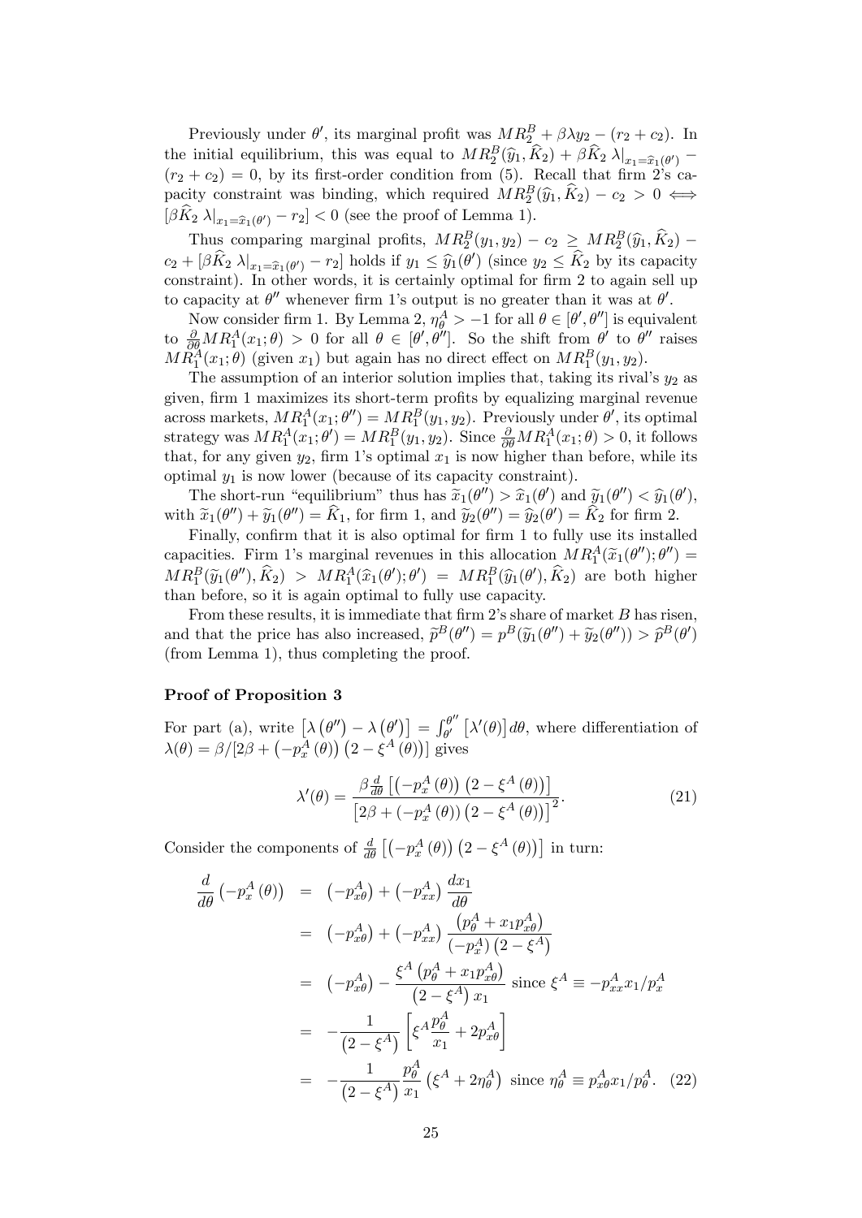Previously under $\theta'$, its marginal profit was $MR_2^B + \beta\lambda y_2 - (r_2 + c_2)$. In the initial equilibrium, this was equal to $MR_2^B(\widehat{y}_1, \widehat{K}_2) + \beta\widehat{K}_2 \lambda|_{x_1=\widehat{x}_1(\theta')} - (r_2 + c_2) = 0$, by its first-order condition from (5). Recall that firm 2's capacity constraint was binding, which required $MR_2^B(\widehat{y}_1, \widehat{K}_2) - c_2 > 0 \iff [\beta\widehat{K}_2 \lambda|_{x_1=\widehat{x}_1(\theta')} - r_2] < 0$ (see the proof of Lemma 1).

Thus comparing marginal profits, $MR_2^B(y_1, y_2) - c_2 \geq MR_2^B(\widehat{y}_1, \widehat{K}_2) - c_2 + [\beta\widehat{K}_2 \lambda|_{x_1=\widehat{x}_1(\theta')} - r_2]$ holds if $y_1 \leq \widehat{y}_1(\theta')$ (since $y_2 \leq \widehat{K}_2$ by its capacity constraint). In other words, it is certainly optimal for firm 2 to again sell up to capacity at $\theta''$ whenever firm 1's output is no greater than it was at $\theta'$.

Now consider firm 1. By Lemma 2, $\eta_\theta^A > -1$ for all $\theta \in [\theta', \theta'']$ is equivalent to $\frac{\partial}{\partial\theta} MR_1^A(x_1; \theta) > 0$ for all $\theta \in [\theta', \theta'']$. So the shift from $\theta'$ to $\theta''$ raises $MR_1^A(x_1; \theta)$ (given $x_1$) but again has no direct effect on $MR_1^B(y_1, y_2)$.

The assumption of an interior solution implies that, taking its rival's $y_2$ as given, firm 1 maximizes its short-term profits by equalizing marginal revenue across markets, $MR_1^A(x_1; \theta'') = MR_1^B(y_1, y_2)$. Previously under $\theta'$, its optimal strategy was $MR_1^A(x_1; \theta') = MR_1^B(y_1, y_2)$. Since $\frac{\partial}{\partial\theta} MR_1^A(x_1; \theta) > 0$, it follows that, for any given $y_2$, firm 1's optimal $x_1$ is now higher than before, while its optimal $y_1$ is now lower (because of its capacity constraint).

The short-run "equilibrium" thus has $\widetilde{x}_1(\theta'') > \widehat{x}_1(\theta')$ and $\widetilde{y}_1(\theta'') < \widehat{y}_1(\theta')$, with $\widetilde{x}_1(\theta'') + \widetilde{y}_1(\theta'') = \widehat{K}_1$, for firm 1, and $\widetilde{y}_2(\theta'') = \widehat{y}_2(\theta') = \widehat{K}_2$ for firm 2.

Finally, confirm that it is also optimal for firm 1 to fully use its installed capacities. Firm 1's marginal revenues in this allocation $MR_1^A(\widetilde{x}_1(\theta''); \theta'') = MR_1^B(\widetilde{y}_1(\theta''), \widehat{K}_2) > MR_1^A(\widehat{x}_1(\theta'); \theta') = MR_1^B(\widehat{y}_1(\theta'), \widehat{K}_2)$ are both higher than before, so it is again optimal to fully use capacity.

From these results, it is immediate that firm 2's share of market $B$ has risen, and that the price has also increased, $\widetilde{p}^B(\theta'') = p^B(\widetilde{y}_1(\theta'') + \widetilde{y}_2(\theta'')) > \widehat{p}^B(\theta')$ (from Lemma 1), thus completing the proof.

### Proof of Proposition 3

For part (a), write $[\lambda(\theta'') - \lambda(\theta')] = \int_{\theta'}^{\theta''} [\lambda'(\theta)] d\theta$, where differentiation of $\lambda(\theta) = \beta/[2\beta + (-p_x^A(\theta))(2 - \xi^A(\theta))]$ gives

$$\lambda'(\theta) = \frac{\beta \frac{d}{d\theta}\left[(-p_x^A(\theta))(2 - \xi^A(\theta))\right]}{\left[2\beta + (-p_x^A(\theta))(2 - \xi^A(\theta))\right]^2}. \tag{21}$$

Consider the components of $\frac{d}{d\theta}\left[(-p_x^A(\theta))(2 - \xi^A(\theta))\right]$ in turn:

$$\begin{aligned}
\frac{d}{d\theta}(-p_x^A(\theta)) &= (-p_{x\theta}^A) + (-p_{xx}^A)\frac{dx_1}{d\theta} \\
&= (-p_{x\theta}^A) + (-p_{xx}^A)\frac{(p_\theta^A + x_1 p_{x\theta}^A)}{(-p_x^A)(2 - \xi^A)} \\
&= (-p_{x\theta}^A) - \frac{\xi^A(p_\theta^A + x_1 p_{x\theta}^A)}{(2 - \xi^A)x_1} \text{ since } \xi^A \equiv -p_{xx}^A x_1/p_x^A \\
&= -\frac{1}{(2 - \xi^A)}\left[\xi^A \frac{p_\theta^A}{x_1} + 2p_{x\theta}^A\right] \\
&= -\frac{1}{(2 - \xi^A)}\frac{p_\theta^A}{x_1}(\xi^A + 2\eta_\theta^A) \text{ since } \eta_\theta^A \equiv p_{x\theta}^A x_1/p_\theta^A.
\end{aligned} \tag{22}$$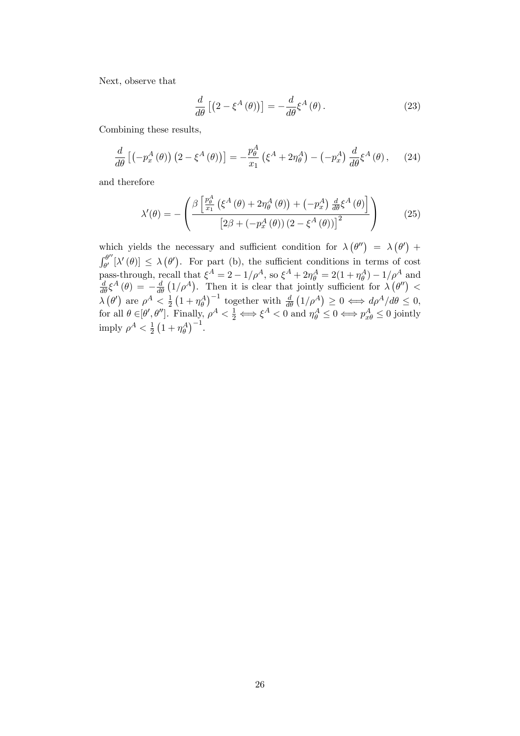Next, observe that

$$\frac{d}{d\theta}\left[\left(2-\xi^{A}\left(\theta\right)\right)\right]=-\frac{d}{d\theta}\xi^{A}\left(\theta\right). \tag{23}$$

Combining these results,

$$\frac{d}{d\theta}\left[\left(-p_{x}^{A}\left(\theta\right)\right)\left(2-\xi^{A}\left(\theta\right)\right)\right]=-\frac{p_{\theta}^{A}}{x_{1}}\left(\xi^{A}+2\eta_{\theta}^{A}\right)-\left(-p_{x}^{A}\right)\frac{d}{d\theta}\xi^{A}\left(\theta\right), \tag{24}$$

and therefore

$$\lambda'(\theta)=-\left(\frac{\beta\left[\frac{p_{\theta}^{A}}{x_{1}}\left(\xi^{A}\left(\theta\right)+2\eta_{\theta}^{A}\left(\theta\right)\right)+\left(-p_{x}^{A}\right)\frac{d}{d\theta}\xi^{A}\left(\theta\right)\right]}{\left[2\beta+\left(-p_{x}^{A}\left(\theta\right)\right)\left(2-\xi^{A}\left(\theta\right)\right)\right]^{2}}\right) \tag{25}$$

which yields the necessary and sufficient condition for $\lambda\left(\theta''\right)=\lambda\left(\theta'\right)+\int_{\theta'}^{\theta''}\left[\lambda'\left(\theta\right)\right]\leq\lambda\left(\theta'\right)$. For part (b), the sufficient conditions in terms of cost pass-through, recall that $\xi^{A}=2-1/\rho^{A}$, so $\xi^{A}+2\eta_{\theta}^{A}=2(1+\eta_{\theta}^{A})-1/\rho^{A}$ and $\frac{d}{d\theta}\xi^{A}\left(\theta\right)=-\frac{d}{d\theta}\left(1/\rho^{A}\right)$. Then it is clear that jointly sufficient for $\lambda\left(\theta''\right)<\lambda\left(\theta'\right)$ are $\rho^{A}<\frac{1}{2}\left(1+\eta_{\theta}^{A}\right)^{-1}$ together with $\frac{d}{d\theta}\left(1/\rho^{A}\right)\geq0\iff d\rho^{A}/d\theta\leq0$, for all $\theta\in[\theta',\theta'']$. Finally, $\rho^{A}<\frac{1}{2}\iff\xi^{A}<0$ and $\eta_{\theta}^{A}\leq0\iff p_{x\theta}^{A}\leq0$ jointly imply $\rho^{A}<\frac{1}{2}\left(1+\eta_{\theta}^{A}\right)^{-1}$.